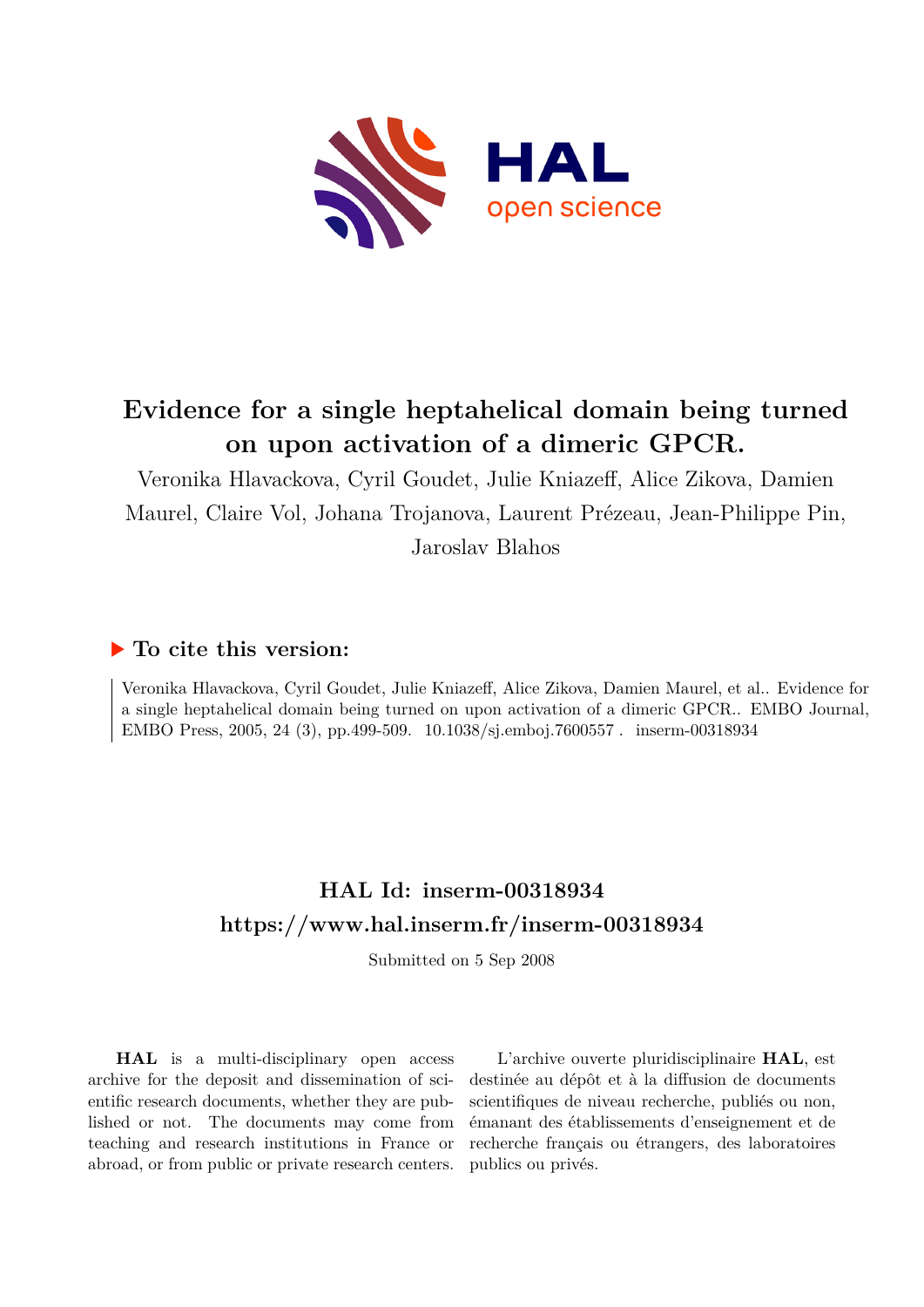# Evidence for a single heptahelical domain being turned on upon activation of a dimeric GPCR.

Veronika Hlavackova, Cyril Goudet, Julie Kniazeff, Alice Zikova, Damien Maurel, Claire Vol, Johana Trojanova, Laurent Prézeau, Jean-Philippe Pin, Jaroslav Blahos

## ▶ To cite this version:

Veronika Hlavackova, Cyril Goudet, Julie Kniazeff, Alice Zikova, Damien Maurel, et al.. Evidence for a single heptahelical domain being turned on upon activation of a dimeric GPCR.. EMBO Journal, EMBO Press, 2005, 24 (3), pp.499-509. 10.1038/sj.emboj.7600557 . inserm-00318934

## HAL Id: inserm-00318934
## https://www.hal.inserm.fr/inserm-00318934

Submitted on 5 Sep 2008

**HAL** is a multi-disciplinary open access archive for the deposit and dissemination of scientific research documents, whether they are published or not. The documents may come from teaching and research institutions in France or abroad, or from public or private research centers.

L'archive ouverte pluridisciplinaire **HAL**, est destinée au dépôt et à la diffusion de documents scientifiques de niveau recherche, publiés ou non, émanant des établissements d'enseignement et de recherche français ou étrangers, des laboratoires publics ou privés.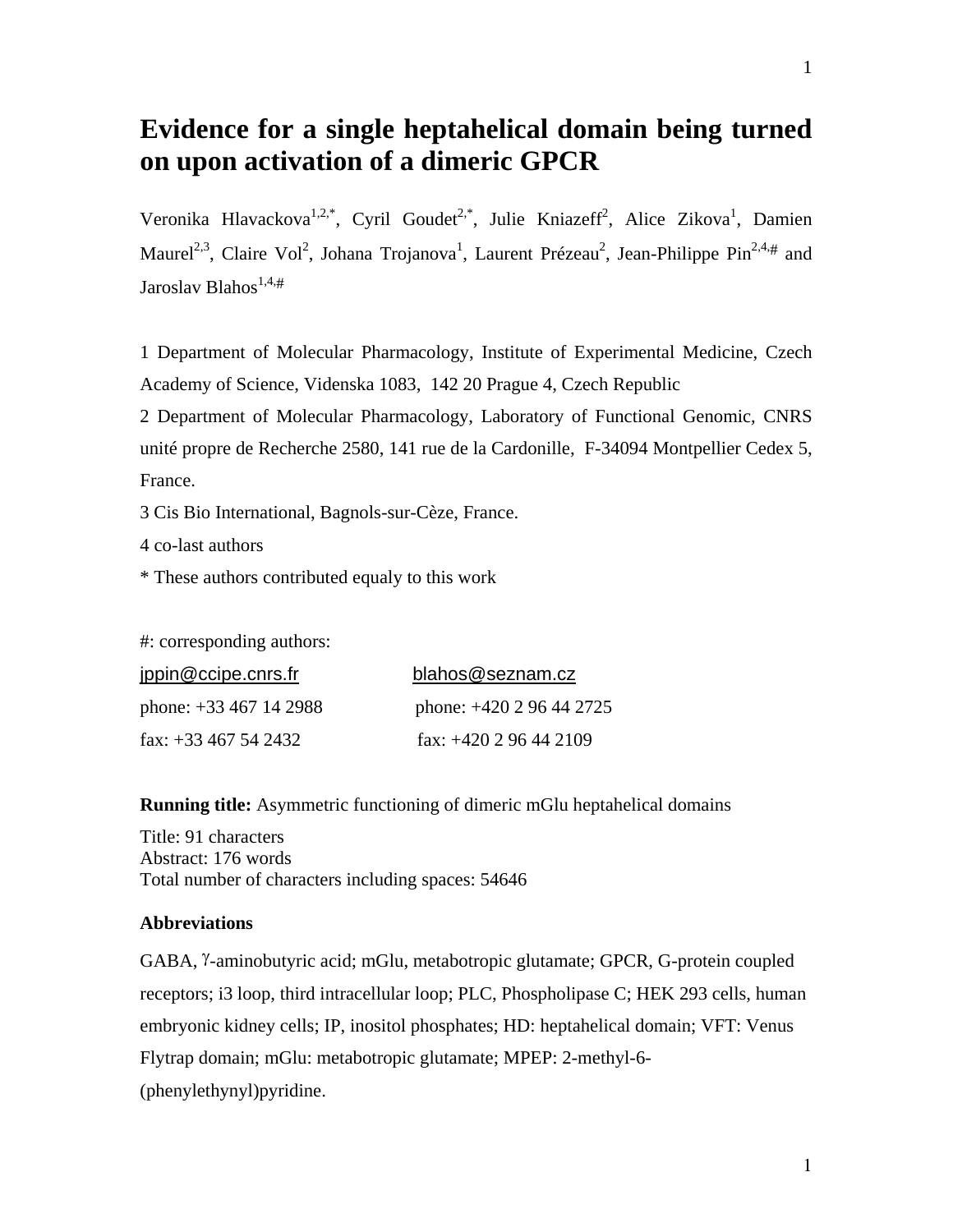# Evidence for a single heptahelical domain being turned on upon activation of a dimeric GPCR

Veronika Hlavackova[1,2,*], Cyril Goudet[2,*], Julie Kniazeff[2], Alice Zikova[1], Damien Maurel[2,3], Claire Vol[2], Johana Trojanova[1], Laurent Prézeau[2], Jean-Philippe Pin[2,4,#] and Jaroslav Blahos[1,4,#]

1 Department of Molecular Pharmacology, Institute of Experimental Medicine, Czech Academy of Science, Videnska 1083, 142 20 Prague 4, Czech Republic

2 Department of Molecular Pharmacology, Laboratory of Functional Genomic, CNRS unité propre de Recherche 2580, 141 rue de la Cardonille, F-34094 Montpellier Cedex 5, France.

3 Cis Bio International, Bagnols-sur-Cèze, France.

4 co-last authors

* These authors contributed equaly to this work

#: corresponding authors:

| | |
|---|---|
| jppin@ccipe.cnrs.fr | blahos@seznam.cz |
| phone: +33 467 14 2988 | phone: +420 2 96 44 2725 |
| fax: +33 467 54 2432 | fax: +420 2 96 44 2109 |

**Running title:** Asymmetric functioning of dimeric mGlu heptahelical domains

Title: 91 characters
Abstract: 176 words
Total number of characters including spaces: 54646

**Abbreviations**

GABA, γ-aminobutyric acid; mGlu, metabotropic glutamate; GPCR, G-protein coupled receptors; i3 loop, third intracellular loop; PLC, Phospholipase C; HEK 293 cells, human embryonic kidney cells; IP, inositol phosphates; HD: heptahelical domain; VFT: Venus Flytrap domain; mGlu: metabotropic glutamate; MPEP: 2-methyl-6-(phenylethynyl)pyridine.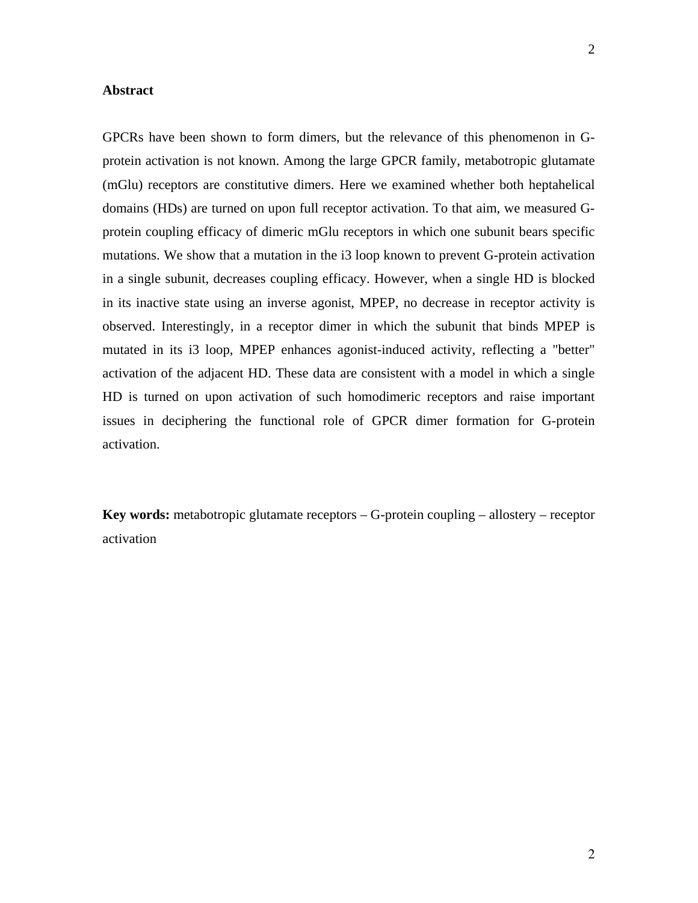## Abstract

GPCRs have been shown to form dimers, but the relevance of this phenomenon in G-protein activation is not known. Among the large GPCR family, metabotropic glutamate (mGlu) receptors are constitutive dimers. Here we examined whether both heptahelical domains (HDs) are turned on upon full receptor activation. To that aim, we measured G-protein coupling efficacy of dimeric mGlu receptors in which one subunit bears specific mutations. We show that a mutation in the i3 loop known to prevent G-protein activation in a single subunit, decreases coupling efficacy. However, when a single HD is blocked in its inactive state using an inverse agonist, MPEP, no decrease in receptor activity is observed. Interestingly, in a receptor dimer in which the subunit that binds MPEP is mutated in its i3 loop, MPEP enhances agonist-induced activity, reflecting a "better" activation of the adjacent HD. These data are consistent with a model in which a single HD is turned on upon activation of such homodimeric receptors and raise important issues in deciphering the functional role of GPCR dimer formation for G-protein activation.

**Key words:** metabotropic glutamate receptors – G-protein coupling – allostery – receptor activation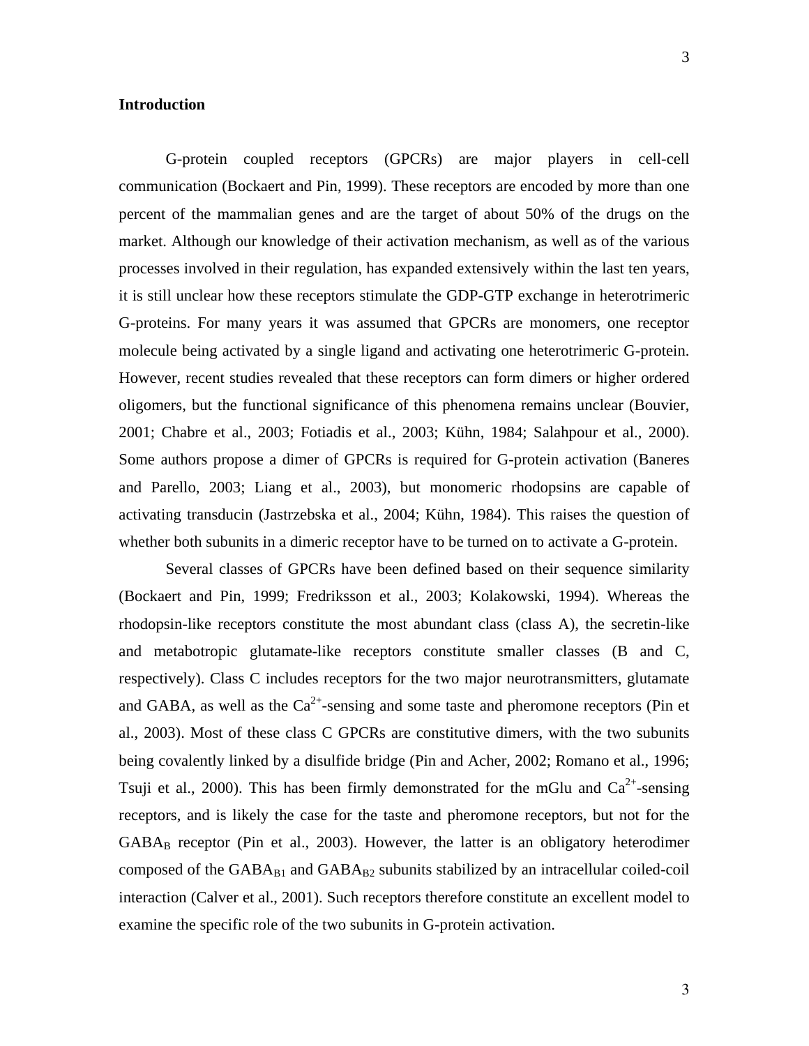## Introduction

G-protein coupled receptors (GPCRs) are major players in cell-cell communication (Bockaert and Pin, 1999). These receptors are encoded by more than one percent of the mammalian genes and are the target of about 50% of the drugs on the market. Although our knowledge of their activation mechanism, as well as of the various processes involved in their regulation, has expanded extensively within the last ten years, it is still unclear how these receptors stimulate the GDP-GTP exchange in heterotrimeric G-proteins. For many years it was assumed that GPCRs are monomers, one receptor molecule being activated by a single ligand and activating one heterotrimeric G-protein. However, recent studies revealed that these receptors can form dimers or higher ordered oligomers, but the functional significance of this phenomena remains unclear (Bouvier, 2001; Chabre et al., 2003; Fotiadis et al., 2003; Kühn, 1984; Salahpour et al., 2000). Some authors propose a dimer of GPCRs is required for G-protein activation (Baneres and Parello, 2003; Liang et al., 2003), but monomeric rhodopsins are capable of activating transducin (Jastrzebska et al., 2004; Kühn, 1984). This raises the question of whether both subunits in a dimeric receptor have to be turned on to activate a G-protein.

Several classes of GPCRs have been defined based on their sequence similarity (Bockaert and Pin, 1999; Fredriksson et al., 2003; Kolakowski, 1994). Whereas the rhodopsin-like receptors constitute the most abundant class (class A), the secretin-like and metabotropic glutamate-like receptors constitute smaller classes (B and C, respectively). Class C includes receptors for the two major neurotransmitters, glutamate and GABA, as well as the $Ca^{2+}$-sensing and some taste and pheromone receptors (Pin et al., 2003). Most of these class C GPCRs are constitutive dimers, with the two subunits being covalently linked by a disulfide bridge (Pin and Acher, 2002; Romano et al., 1996; Tsuji et al., 2000). This has been firmly demonstrated for the mGlu and $Ca^{2+}$-sensing receptors, and is likely the case for the taste and pheromone receptors, but not for the $GABA_B$ receptor (Pin et al., 2003). However, the latter is an obligatory heterodimer composed of the $GABA_{B1}$ and $GABA_{B2}$ subunits stabilized by an intracellular coiled-coil interaction (Calver et al., 2001). Such receptors therefore constitute an excellent model to examine the specific role of the two subunits in G-protein activation.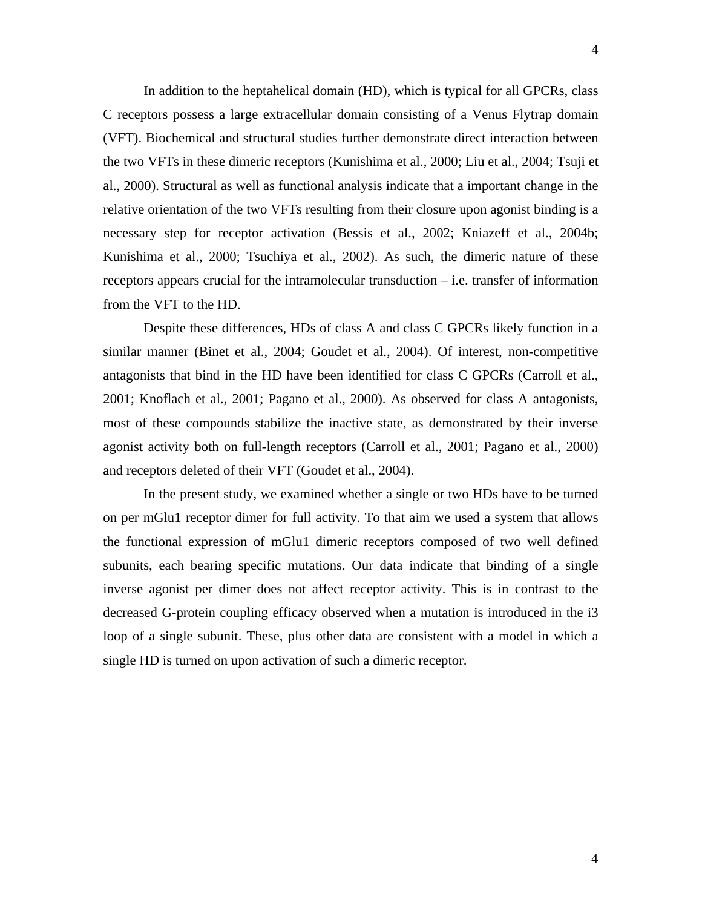In addition to the heptahelical domain (HD), which is typical for all GPCRs, class C receptors possess a large extracellular domain consisting of a Venus Flytrap domain (VFT). Biochemical and structural studies further demonstrate direct interaction between the two VFTs in these dimeric receptors (Kunishima et al., 2000; Liu et al., 2004; Tsuji et al., 2000). Structural as well as functional analysis indicate that a important change in the relative orientation of the two VFTs resulting from their closure upon agonist binding is a necessary step for receptor activation (Bessis et al., 2002; Kniazeff et al., 2004b; Kunishima et al., 2000; Tsuchiya et al., 2002). As such, the dimeric nature of these receptors appears crucial for the intramolecular transduction – i.e. transfer of information from the VFT to the HD.

Despite these differences, HDs of class A and class C GPCRs likely function in a similar manner (Binet et al., 2004; Goudet et al., 2004). Of interest, non-competitive antagonists that bind in the HD have been identified for class C GPCRs (Carroll et al., 2001; Knoflach et al., 2001; Pagano et al., 2000). As observed for class A antagonists, most of these compounds stabilize the inactive state, as demonstrated by their inverse agonist activity both on full-length receptors (Carroll et al., 2001; Pagano et al., 2000) and receptors deleted of their VFT (Goudet et al., 2004).

In the present study, we examined whether a single or two HDs have to be turned on per mGlu1 receptor dimer for full activity. To that aim we used a system that allows the functional expression of mGlu1 dimeric receptors composed of two well defined subunits, each bearing specific mutations. Our data indicate that binding of a single inverse agonist per dimer does not affect receptor activity. This is in contrast to the decreased G-protein coupling efficacy observed when a mutation is introduced in the i3 loop of a single subunit. These, plus other data are consistent with a model in which a single HD is turned on upon activation of such a dimeric receptor.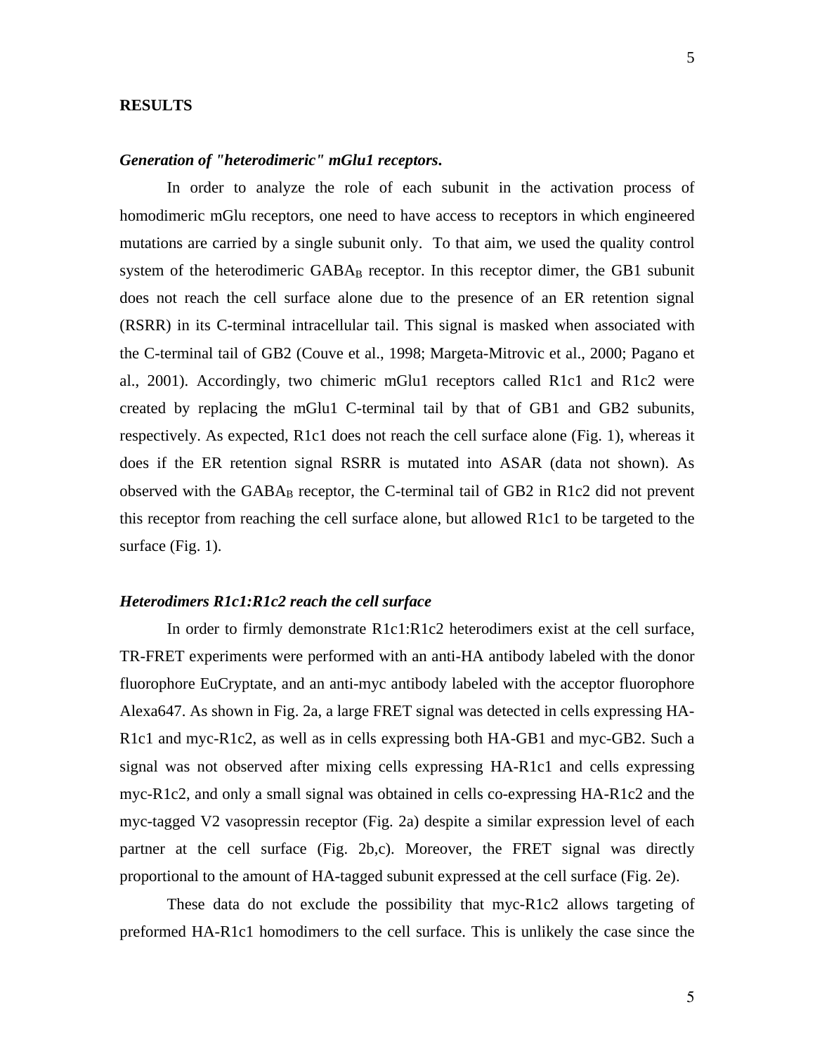## RESULTS

### *Generation of "heterodimeric" mGlu1 receptors.*

In order to analyze the role of each subunit in the activation process of homodimeric mGlu receptors, one need to have access to receptors in which engineered mutations are carried by a single subunit only. To that aim, we used the quality control system of the heterodimeric $GABA_B$ receptor. In this receptor dimer, the GB1 subunit does not reach the cell surface alone due to the presence of an ER retention signal (RSRR) in its C-terminal intracellular tail. This signal is masked when associated with the C-terminal tail of GB2 (Couve et al., 1998; Margeta-Mitrovic et al., 2000; Pagano et al., 2001). Accordingly, two chimeric mGlu1 receptors called R1c1 and R1c2 were created by replacing the mGlu1 C-terminal tail by that of GB1 and GB2 subunits, respectively. As expected, R1c1 does not reach the cell surface alone (Fig. 1), whereas it does if the ER retention signal RSRR is mutated into ASAR (data not shown). As observed with the $GABA_B$ receptor, the C-terminal tail of GB2 in R1c2 did not prevent this receptor from reaching the cell surface alone, but allowed R1c1 to be targeted to the surface (Fig. 1).

### *Heterodimers R1c1:R1c2 reach the cell surface*

In order to firmly demonstrate R1c1:R1c2 heterodimers exist at the cell surface, TR-FRET experiments were performed with an anti-HA antibody labeled with the donor fluorophore EuCryptate, and an anti-myc antibody labeled with the acceptor fluorophore Alexa647. As shown in Fig. 2a, a large FRET signal was detected in cells expressing HA-R1c1 and myc-R1c2, as well as in cells expressing both HA-GB1 and myc-GB2. Such a signal was not observed after mixing cells expressing HA-R1c1 and cells expressing myc-R1c2, and only a small signal was obtained in cells co-expressing HA-R1c2 and the myc-tagged V2 vasopressin receptor (Fig. 2a) despite a similar expression level of each partner at the cell surface (Fig. 2b,c). Moreover, the FRET signal was directly proportional to the amount of HA-tagged subunit expressed at the cell surface (Fig. 2e).

These data do not exclude the possibility that myc-R1c2 allows targeting of preformed HA-R1c1 homodimers to the cell surface. This is unlikely the case since the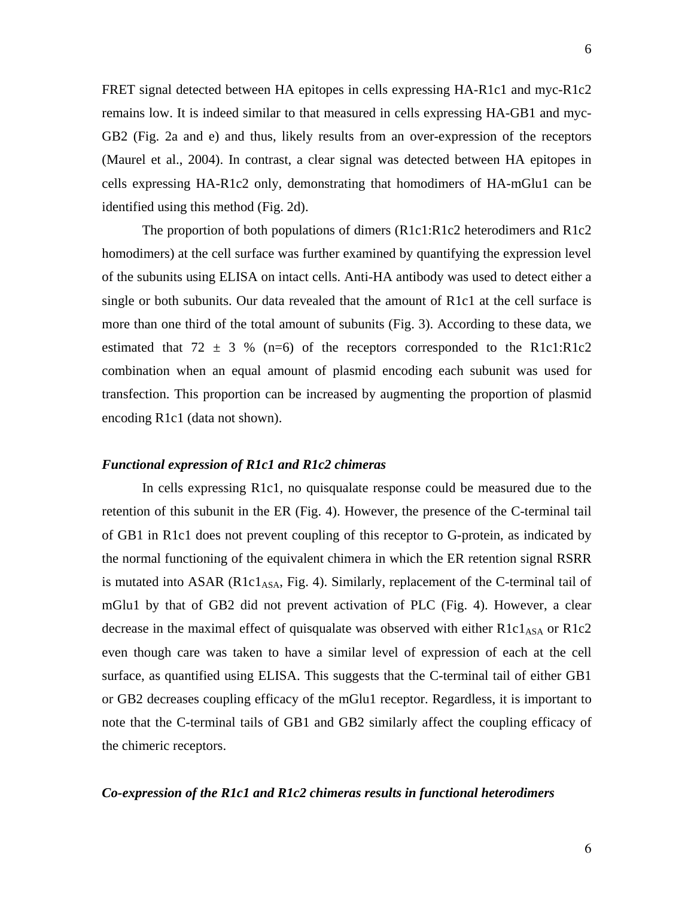FRET signal detected between HA epitopes in cells expressing HA-R1c1 and myc-R1c2 remains low. It is indeed similar to that measured in cells expressing HA-GB1 and myc-GB2 (Fig. 2a and e) and thus, likely results from an over-expression of the receptors (Maurel et al., 2004). In contrast, a clear signal was detected between HA epitopes in cells expressing HA-R1c2 only, demonstrating that homodimers of HA-mGlu1 can be identified using this method (Fig. 2d).

The proportion of both populations of dimers (R1c1:R1c2 heterodimers and R1c2 homodimers) at the cell surface was further examined by quantifying the expression level of the subunits using ELISA on intact cells. Anti-HA antibody was used to detect either a single or both subunits. Our data revealed that the amount of R1c1 at the cell surface is more than one third of the total amount of subunits (Fig. 3). According to these data, we estimated that 72 ± 3 % (n=6) of the receptors corresponded to the R1c1:R1c2 combination when an equal amount of plasmid encoding each subunit was used for transfection. This proportion can be increased by augmenting the proportion of plasmid encoding R1c1 (data not shown).

### *Functional expression of R1c1 and R1c2 chimeras*

In cells expressing R1c1, no quisqualate response could be measured due to the retention of this subunit in the ER (Fig. 4). However, the presence of the C-terminal tail of GB1 in R1c1 does not prevent coupling of this receptor to G-protein, as indicated by the normal functioning of the equivalent chimera in which the ER retention signal RSRR is mutated into ASAR ($R1c1_{ASA}$, Fig. 4). Similarly, replacement of the C-terminal tail of mGlu1 by that of GB2 did not prevent activation of PLC (Fig. 4). However, a clear decrease in the maximal effect of quisqualate was observed with either $R1c1_{ASA}$ or R1c2 even though care was taken to have a similar level of expression of each at the cell surface, as quantified using ELISA. This suggests that the C-terminal tail of either GB1 or GB2 decreases coupling efficacy of the mGlu1 receptor. Regardless, it is important to note that the C-terminal tails of GB1 and GB2 similarly affect the coupling efficacy of the chimeric receptors.

### *Co-expression of the R1c1 and R1c2 chimeras results in functional heterodimers*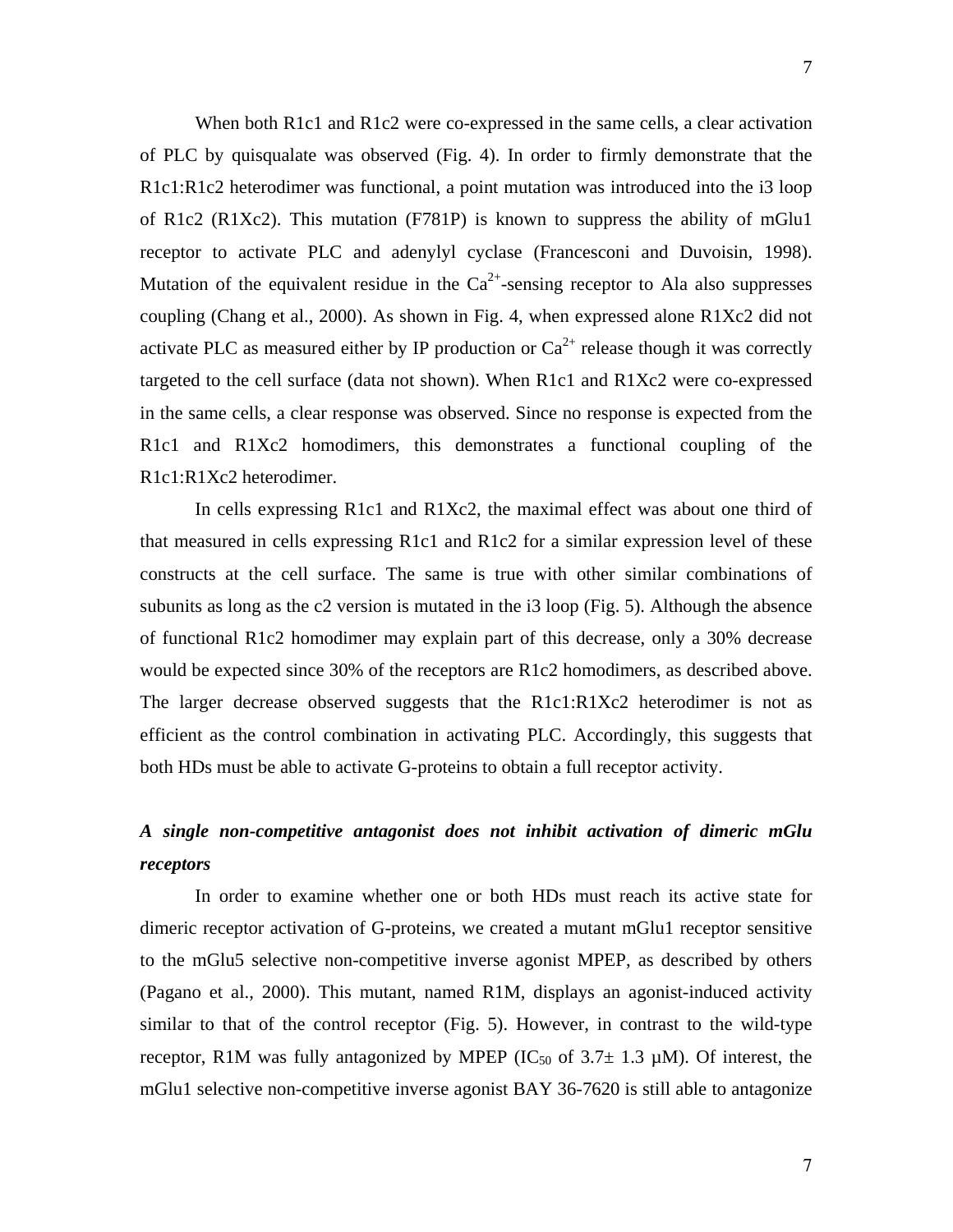When both R1c1 and R1c2 were co-expressed in the same cells, a clear activation of PLC by quisqualate was observed (Fig. 4). In order to firmly demonstrate that the R1c1:R1c2 heterodimer was functional, a point mutation was introduced into the i3 loop of R1c2 (R1Xc2). This mutation (F781P) is known to suppress the ability of mGlu1 receptor to activate PLC and adenylyl cyclase (Francesconi and Duvoisin, 1998). Mutation of the equivalent residue in the $Ca^{2+}$-sensing receptor to Ala also suppresses coupling (Chang et al., 2000). As shown in Fig. 4, when expressed alone R1Xc2 did not activate PLC as measured either by IP production or $Ca^{2+}$ release though it was correctly targeted to the cell surface (data not shown). When R1c1 and R1Xc2 were co-expressed in the same cells, a clear response was observed. Since no response is expected from the R1c1 and R1Xc2 homodimers, this demonstrates a functional coupling of the R1c1:R1Xc2 heterodimer.

In cells expressing R1c1 and R1Xc2, the maximal effect was about one third of that measured in cells expressing R1c1 and R1c2 for a similar expression level of these constructs at the cell surface. The same is true with other similar combinations of subunits as long as the c2 version is mutated in the i3 loop (Fig. 5). Although the absence of functional R1c2 homodimer may explain part of this decrease, only a 30% decrease would be expected since 30% of the receptors are R1c2 homodimers, as described above. The larger decrease observed suggests that the R1c1:R1Xc2 heterodimer is not as efficient as the control combination in activating PLC. Accordingly, this suggests that both HDs must be able to activate G-proteins to obtain a full receptor activity.

### *A single non-competitive antagonist does not inhibit activation of dimeric mGlu receptors*

In order to examine whether one or both HDs must reach its active state for dimeric receptor activation of G-proteins, we created a mutant mGlu1 receptor sensitive to the mGlu5 selective non-competitive inverse agonist MPEP, as described by others (Pagano et al., 2000). This mutant, named R1M, displays an agonist-induced activity similar to that of the control receptor (Fig. 5). However, in contrast to the wild-type receptor, R1M was fully antagonized by MPEP ($IC_{50}$ of 3.7± 1.3 µM). Of interest, the mGlu1 selective non-competitive inverse agonist BAY 36-7620 is still able to antagonize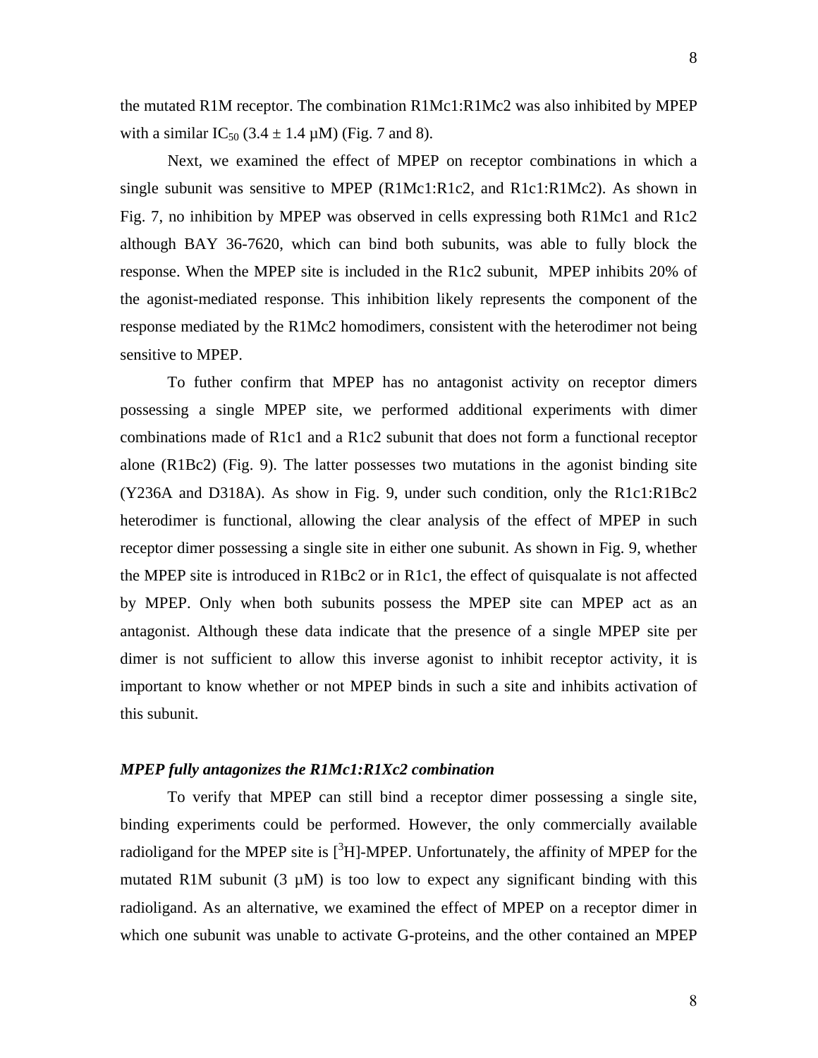the mutated R1M receptor. The combination R1Mc1:R1Mc2 was also inhibited by MPEP with a similar $IC_{50}$ (3.4 ± 1.4 µM) (Fig. 7 and 8).

Next, we examined the effect of MPEP on receptor combinations in which a single subunit was sensitive to MPEP (R1Mc1:R1c2, and R1c1:R1Mc2). As shown in Fig. 7, no inhibition by MPEP was observed in cells expressing both R1Mc1 and R1c2 although BAY 36-7620, which can bind both subunits, was able to fully block the response. When the MPEP site is included in the R1c2 subunit, MPEP inhibits 20% of the agonist-mediated response. This inhibition likely represents the component of the response mediated by the R1Mc2 homodimers, consistent with the heterodimer not being sensitive to MPEP.

To futher confirm that MPEP has no antagonist activity on receptor dimers possessing a single MPEP site, we performed additional experiments with dimer combinations made of R1c1 and a R1c2 subunit that does not form a functional receptor alone (R1Bc2) (Fig. 9). The latter possesses two mutations in the agonist binding site (Y236A and D318A). As show in Fig. 9, under such condition, only the R1c1:R1Bc2 heterodimer is functional, allowing the clear analysis of the effect of MPEP in such receptor dimer possessing a single site in either one subunit. As shown in Fig. 9, whether the MPEP site is introduced in R1Bc2 or in R1c1, the effect of quisqualate is not affected by MPEP. Only when both subunits possess the MPEP site can MPEP act as an antagonist. Although these data indicate that the presence of a single MPEP site per dimer is not sufficient to allow this inverse agonist to inhibit receptor activity, it is important to know whether or not MPEP binds in such a site and inhibits activation of this subunit.

### *MPEP fully antagonizes the R1Mc1:R1Xc2 combination*

To verify that MPEP can still bind a receptor dimer possessing a single site, binding experiments could be performed. However, the only commercially available radioligand for the MPEP site is [$^3$H]-MPEP. Unfortunately, the affinity of MPEP for the mutated R1M subunit (3 µM) is too low to expect any significant binding with this radioligand. As an alternative, we examined the effect of MPEP on a receptor dimer in which one subunit was unable to activate G-proteins, and the other contained an MPEP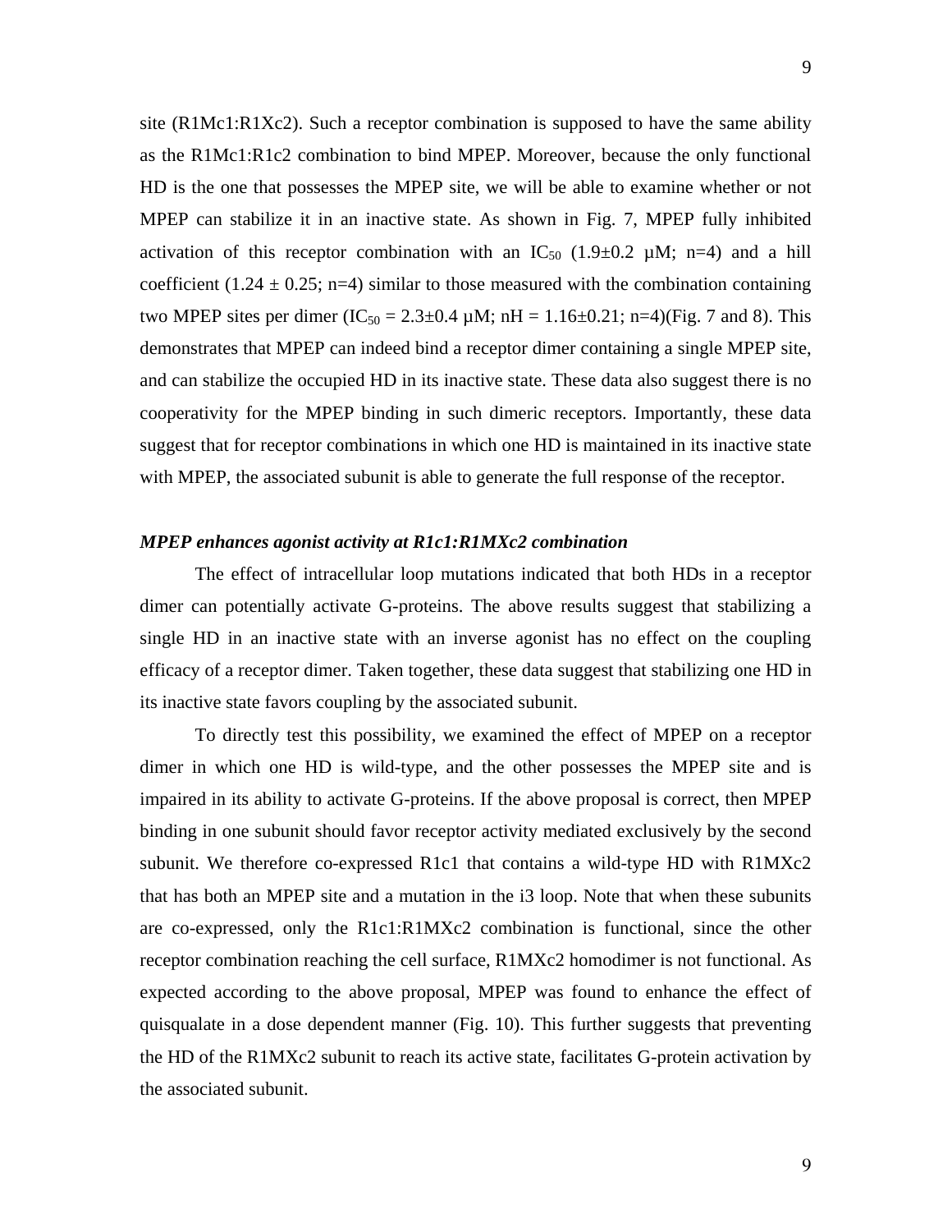site (R1Mc1:R1Xc2). Such a receptor combination is supposed to have the same ability as the R1Mc1:R1c2 combination to bind MPEP. Moreover, because the only functional HD is the one that possesses the MPEP site, we will be able to examine whether or not MPEP can stabilize it in an inactive state. As shown in Fig. 7, MPEP fully inhibited activation of this receptor combination with an $IC_{50}$ (1.9±0.2 μM; n=4) and a hill coefficient (1.24 ± 0.25; n=4) similar to those measured with the combination containing two MPEP sites per dimer ($IC_{50}$ = 2.3±0.4 μM; nH = 1.16±0.21; n=4)(Fig. 7 and 8). This demonstrates that MPEP can indeed bind a receptor dimer containing a single MPEP site, and can stabilize the occupied HD in its inactive state. These data also suggest there is no cooperativity for the MPEP binding in such dimeric receptors. Importantly, these data suggest that for receptor combinations in which one HD is maintained in its inactive state with MPEP, the associated subunit is able to generate the full response of the receptor.

### *MPEP enhances agonist activity at R1c1:R1MXc2 combination*

The effect of intracellular loop mutations indicated that both HDs in a receptor dimer can potentially activate G-proteins. The above results suggest that stabilizing a single HD in an inactive state with an inverse agonist has no effect on the coupling efficacy of a receptor dimer. Taken together, these data suggest that stabilizing one HD in its inactive state favors coupling by the associated subunit.

To directly test this possibility, we examined the effect of MPEP on a receptor dimer in which one HD is wild-type, and the other possesses the MPEP site and is impaired in its ability to activate G-proteins. If the above proposal is correct, then MPEP binding in one subunit should favor receptor activity mediated exclusively by the second subunit. We therefore co-expressed R1c1 that contains a wild-type HD with R1MXc2 that has both an MPEP site and a mutation in the i3 loop. Note that when these subunits are co-expressed, only the R1c1:R1MXc2 combination is functional, since the other receptor combination reaching the cell surface, R1MXc2 homodimer is not functional. As expected according to the above proposal, MPEP was found to enhance the effect of quisqualate in a dose dependent manner (Fig. 10). This further suggests that preventing the HD of the R1MXc2 subunit to reach its active state, facilitates G-protein activation by the associated subunit.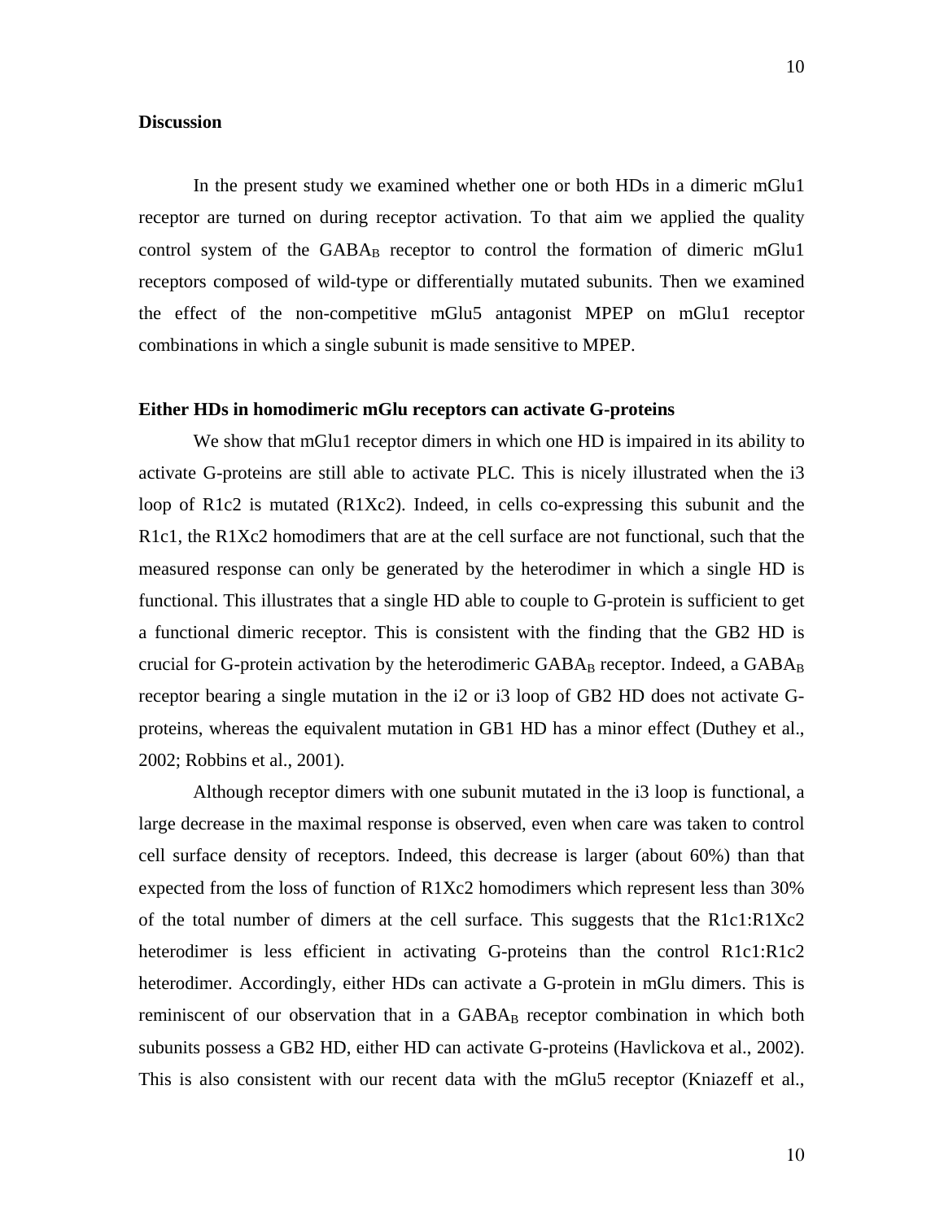## Discussion

In the present study we examined whether one or both HDs in a dimeric mGlu1 receptor are turned on during receptor activation. To that aim we applied the quality control system of the $GABA_B$ receptor to control the formation of dimeric mGlu1 receptors composed of wild-type or differentially mutated subunits. Then we examined the effect of the non-competitive mGlu5 antagonist MPEP on mGlu1 receptor combinations in which a single subunit is made sensitive to MPEP.

### Either HDs in homodimeric mGlu receptors can activate G-proteins

We show that mGlu1 receptor dimers in which one HD is impaired in its ability to activate G-proteins are still able to activate PLC. This is nicely illustrated when the i3 loop of R1c2 is mutated (R1Xc2). Indeed, in cells co-expressing this subunit and the R1c1, the R1Xc2 homodimers that are at the cell surface are not functional, such that the measured response can only be generated by the heterodimer in which a single HD is functional. This illustrates that a single HD able to couple to G-protein is sufficient to get a functional dimeric receptor. This is consistent with the finding that the GB2 HD is crucial for G-protein activation by the heterodimeric $GABA_B$ receptor. Indeed, a $GABA_B$ receptor bearing a single mutation in the i2 or i3 loop of GB2 HD does not activate G-proteins, whereas the equivalent mutation in GB1 HD has a minor effect (Duthey et al., 2002; Robbins et al., 2001).

Although receptor dimers with one subunit mutated in the i3 loop is functional, a large decrease in the maximal response is observed, even when care was taken to control cell surface density of receptors. Indeed, this decrease is larger (about 60%) than that expected from the loss of function of R1Xc2 homodimers which represent less than 30% of the total number of dimers at the cell surface. This suggests that the R1c1:R1Xc2 heterodimer is less efficient in activating G-proteins than the control R1c1:R1c2 heterodimer. Accordingly, either HDs can activate a G-protein in mGlu dimers. This is reminiscent of our observation that in a $GABA_B$ receptor combination in which both subunits possess a GB2 HD, either HD can activate G-proteins (Havlickova et al., 2002). This is also consistent with our recent data with the mGlu5 receptor (Kniazeff et al.,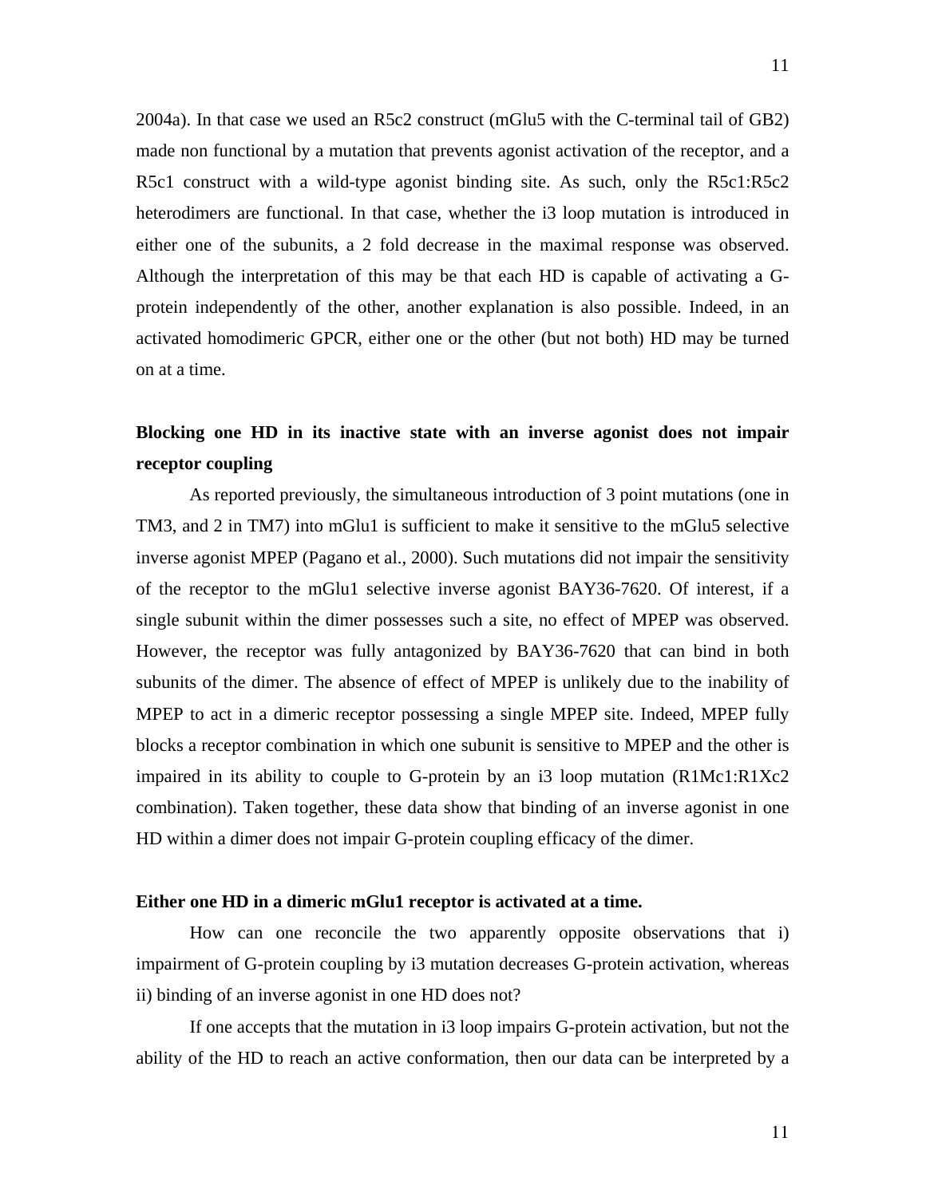2004a). In that case we used an R5c2 construct (mGlu5 with the C-terminal tail of GB2) made non functional by a mutation that prevents agonist activation of the receptor, and a R5c1 construct with a wild-type agonist binding site. As such, only the R5c1:R5c2 heterodimers are functional. In that case, whether the i3 loop mutation is introduced in either one of the subunits, a 2 fold decrease in the maximal response was observed. Although the interpretation of this may be that each HD is capable of activating a G-protein independently of the other, another explanation is also possible. Indeed, in an activated homodimeric GPCR, either one or the other (but not both) HD may be turned on at a time.

**Blocking one HD in its inactive state with an inverse agonist does not impair receptor coupling**

As reported previously, the simultaneous introduction of 3 point mutations (one in TM3, and 2 in TM7) into mGlu1 is sufficient to make it sensitive to the mGlu5 selective inverse agonist MPEP (Pagano et al., 2000). Such mutations did not impair the sensitivity of the receptor to the mGlu1 selective inverse agonist BAY36-7620. Of interest, if a single subunit within the dimer possesses such a site, no effect of MPEP was observed. However, the receptor was fully antagonized by BAY36-7620 that can bind in both subunits of the dimer. The absence of effect of MPEP is unlikely due to the inability of MPEP to act in a dimeric receptor possessing a single MPEP site. Indeed, MPEP fully blocks a receptor combination in which one subunit is sensitive to MPEP and the other is impaired in its ability to couple to G-protein by an i3 loop mutation (R1Mc1:R1Xc2 combination). Taken together, these data show that binding of an inverse agonist in one HD within a dimer does not impair G-protein coupling efficacy of the dimer.

**Either one HD in a dimeric mGlu1 receptor is activated at a time.**

How can one reconcile the two apparently opposite observations that i) impairment of G-protein coupling by i3 mutation decreases G-protein activation, whereas ii) binding of an inverse agonist in one HD does not?

If one accepts that the mutation in i3 loop impairs G-protein activation, but not the ability of the HD to reach an active conformation, then our data can be interpreted by a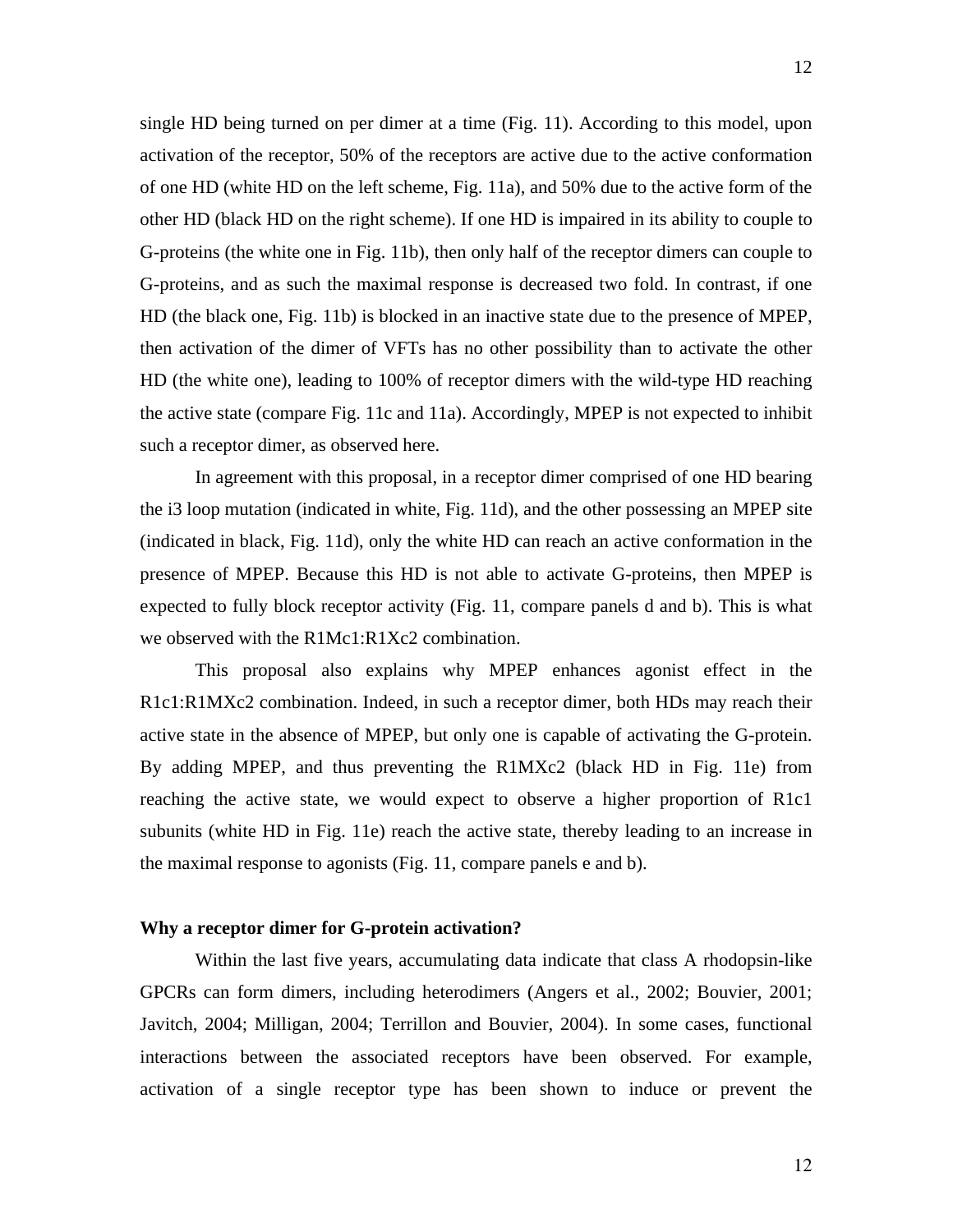single HD being turned on per dimer at a time (Fig. 11). According to this model, upon activation of the receptor, 50% of the receptors are active due to the active conformation of one HD (white HD on the left scheme, Fig. 11a), and 50% due to the active form of the other HD (black HD on the right scheme). If one HD is impaired in its ability to couple to G-proteins (the white one in Fig. 11b), then only half of the receptor dimers can couple to G-proteins, and as such the maximal response is decreased two fold. In contrast, if one HD (the black one, Fig. 11b) is blocked in an inactive state due to the presence of MPEP, then activation of the dimer of VFTs has no other possibility than to activate the other HD (the white one), leading to 100% of receptor dimers with the wild-type HD reaching the active state (compare Fig. 11c and 11a). Accordingly, MPEP is not expected to inhibit such a receptor dimer, as observed here.

In agreement with this proposal, in a receptor dimer comprised of one HD bearing the i3 loop mutation (indicated in white, Fig. 11d), and the other possessing an MPEP site (indicated in black, Fig. 11d), only the white HD can reach an active conformation in the presence of MPEP. Because this HD is not able to activate G-proteins, then MPEP is expected to fully block receptor activity (Fig. 11, compare panels d and b). This is what we observed with the R1Mc1:R1Xc2 combination.

This proposal also explains why MPEP enhances agonist effect in the R1c1:R1MXc2 combination. Indeed, in such a receptor dimer, both HDs may reach their active state in the absence of MPEP, but only one is capable of activating the G-protein. By adding MPEP, and thus preventing the R1MXc2 (black HD in Fig. 11e) from reaching the active state, we would expect to observe a higher proportion of R1c1 subunits (white HD in Fig. 11e) reach the active state, thereby leading to an increase in the maximal response to agonists (Fig. 11, compare panels e and b).

**Why a receptor dimer for G-protein activation?**

Within the last five years, accumulating data indicate that class A rhodopsin-like GPCRs can form dimers, including heterodimers (Angers et al., 2002; Bouvier, 2001; Javitch, 2004; Milligan, 2004; Terrillon and Bouvier, 2004). In some cases, functional interactions between the associated receptors have been observed. For example, activation of a single receptor type has been shown to induce or prevent the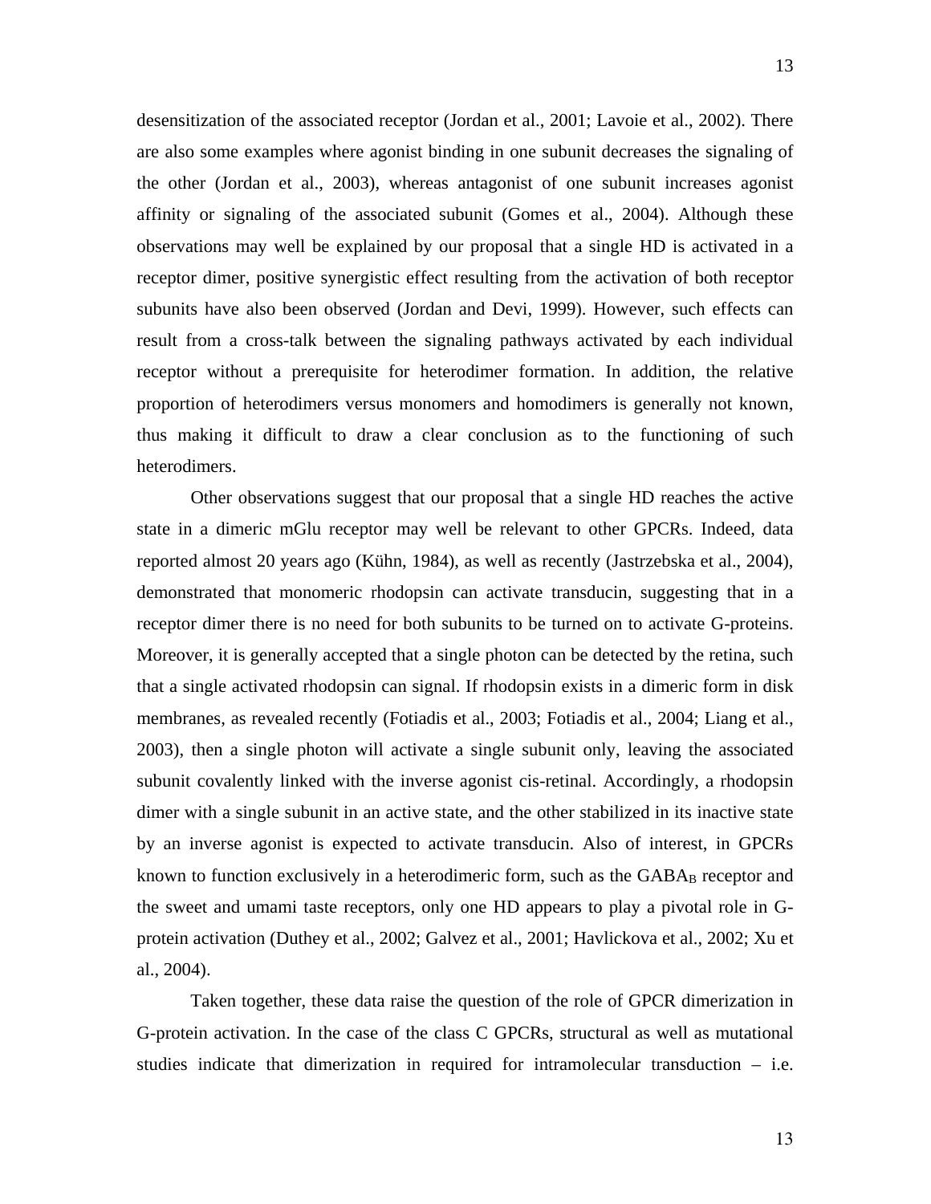desensitization of the associated receptor (Jordan et al., 2001; Lavoie et al., 2002). There are also some examples where agonist binding in one subunit decreases the signaling of the other (Jordan et al., 2003), whereas antagonist of one subunit increases agonist affinity or signaling of the associated subunit (Gomes et al., 2004). Although these observations may well be explained by our proposal that a single HD is activated in a receptor dimer, positive synergistic effect resulting from the activation of both receptor subunits have also been observed (Jordan and Devi, 1999). However, such effects can result from a cross-talk between the signaling pathways activated by each individual receptor without a prerequisite for heterodimer formation. In addition, the relative proportion of heterodimers versus monomers and homodimers is generally not known, thus making it difficult to draw a clear conclusion as to the functioning of such heterodimers.

Other observations suggest that our proposal that a single HD reaches the active state in a dimeric mGlu receptor may well be relevant to other GPCRs. Indeed, data reported almost 20 years ago (Kühn, 1984), as well as recently (Jastrzebska et al., 2004), demonstrated that monomeric rhodopsin can activate transducin, suggesting that in a receptor dimer there is no need for both subunits to be turned on to activate G-proteins. Moreover, it is generally accepted that a single photon can be detected by the retina, such that a single activated rhodopsin can signal. If rhodopsin exists in a dimeric form in disk membranes, as revealed recently (Fotiadis et al., 2003; Fotiadis et al., 2004; Liang et al., 2003), then a single photon will activate a single subunit only, leaving the associated subunit covalently linked with the inverse agonist cis-retinal. Accordingly, a rhodopsin dimer with a single subunit in an active state, and the other stabilized in its inactive state by an inverse agonist is expected to activate transducin. Also of interest, in GPCRs known to function exclusively in a heterodimeric form, such as the $GABA_B$ receptor and the sweet and umami taste receptors, only one HD appears to play a pivotal role in G-protein activation (Duthey et al., 2002; Galvez et al., 2001; Havlickova et al., 2002; Xu et al., 2004).

Taken together, these data raise the question of the role of GPCR dimerization in G-protein activation. In the case of the class C GPCRs, structural as well as mutational studies indicate that dimerization in required for intramolecular transduction – i.e.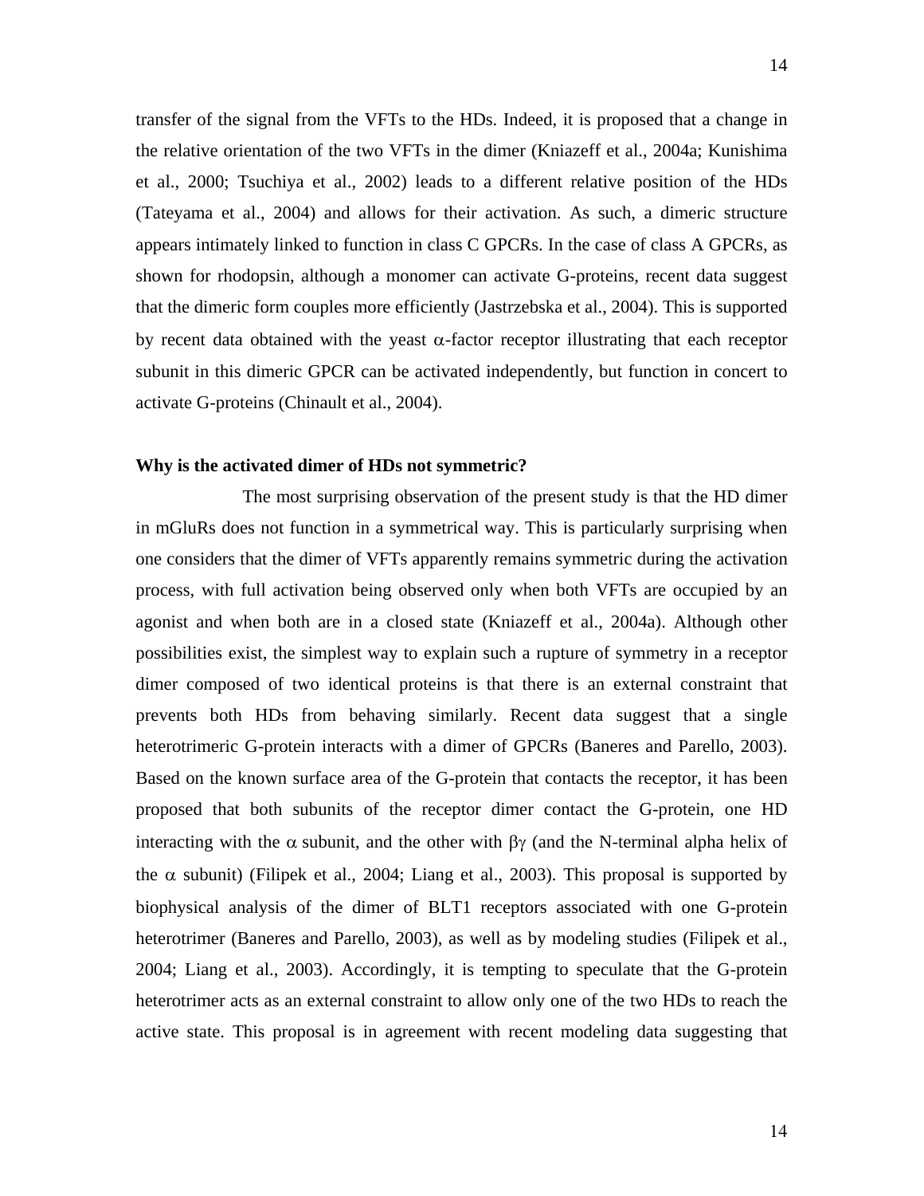transfer of the signal from the VFTs to the HDs. Indeed, it is proposed that a change in the relative orientation of the two VFTs in the dimer (Kniazeff et al., 2004a; Kunishima et al., 2000; Tsuchiya et al., 2002) leads to a different relative position of the HDs (Tateyama et al., 2004) and allows for their activation. As such, a dimeric structure appears intimately linked to function in class C GPCRs. In the case of class A GPCRs, as shown for rhodopsin, although a monomer can activate G-proteins, recent data suggest that the dimeric form couples more efficiently (Jastrzebska et al., 2004). This is supported by recent data obtained with the yeast $\alpha$-factor receptor illustrating that each receptor subunit in this dimeric GPCR can be activated independently, but function in concert to activate G-proteins (Chinault et al., 2004).

**Why is the activated dimer of HDs not symmetric?**

The most surprising observation of the present study is that the HD dimer in mGluRs does not function in a symmetrical way. This is particularly surprising when one considers that the dimer of VFTs apparently remains symmetric during the activation process, with full activation being observed only when both VFTs are occupied by an agonist and when both are in a closed state (Kniazeff et al., 2004a). Although other possibilities exist, the simplest way to explain such a rupture of symmetry in a receptor dimer composed of two identical proteins is that there is an external constraint that prevents both HDs from behaving similarly. Recent data suggest that a single heterotrimeric G-protein interacts with a dimer of GPCRs (Baneres and Parello, 2003). Based on the known surface area of the G-protein that contacts the receptor, it has been proposed that both subunits of the receptor dimer contact the G-protein, one HD interacting with the $\alpha$ subunit, and the other with $\beta\gamma$ (and the N-terminal alpha helix of the $\alpha$ subunit) (Filipek et al., 2004; Liang et al., 2003). This proposal is supported by biophysical analysis of the dimer of BLT1 receptors associated with one G-protein heterotrimer (Baneres and Parello, 2003), as well as by modeling studies (Filipek et al., 2004; Liang et al., 2003). Accordingly, it is tempting to speculate that the G-protein heterotrimer acts as an external constraint to allow only one of the two HDs to reach the active state. This proposal is in agreement with recent modeling data suggesting that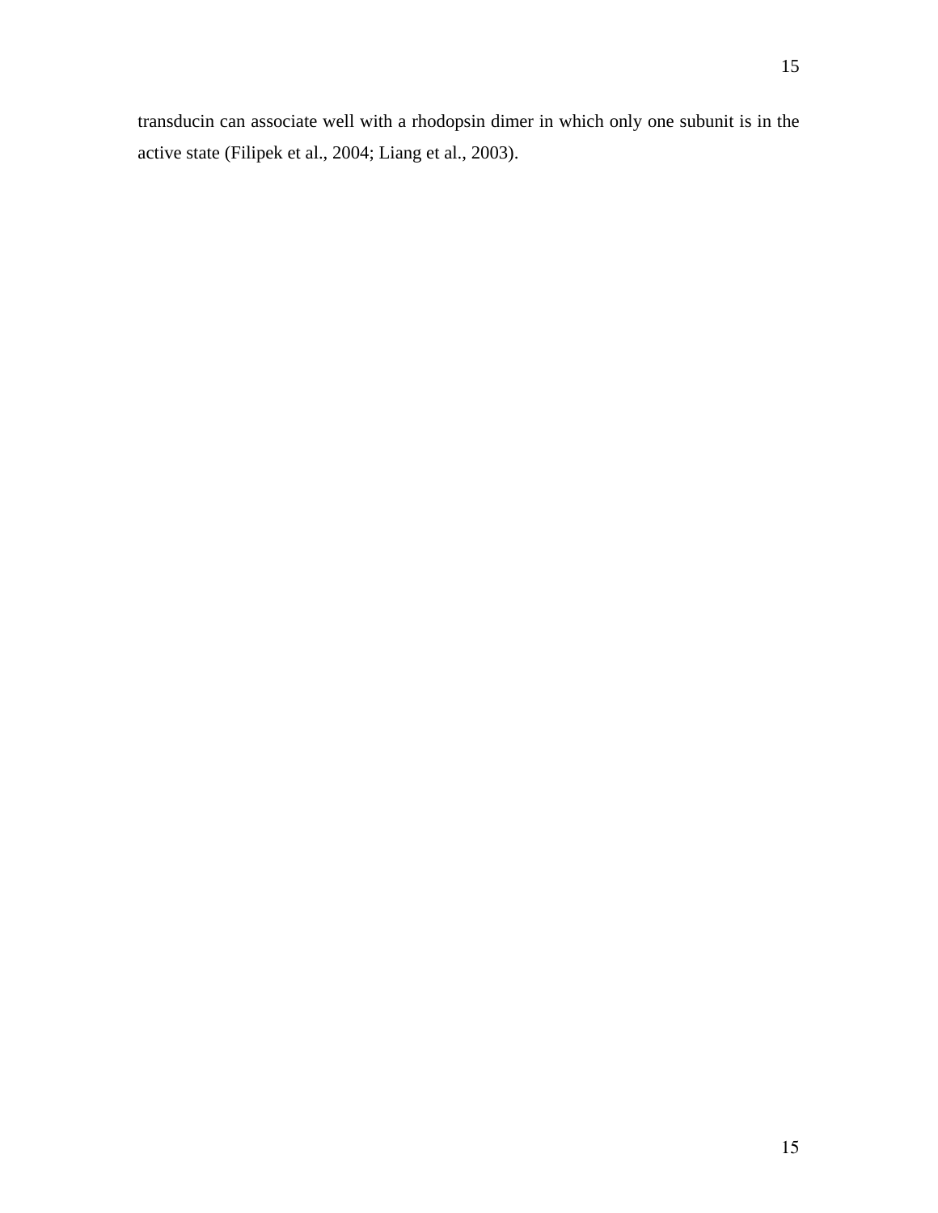transducin can associate well with a rhodopsin dimer in which only one subunit is in the active state (Filipek et al., 2004; Liang et al., 2003).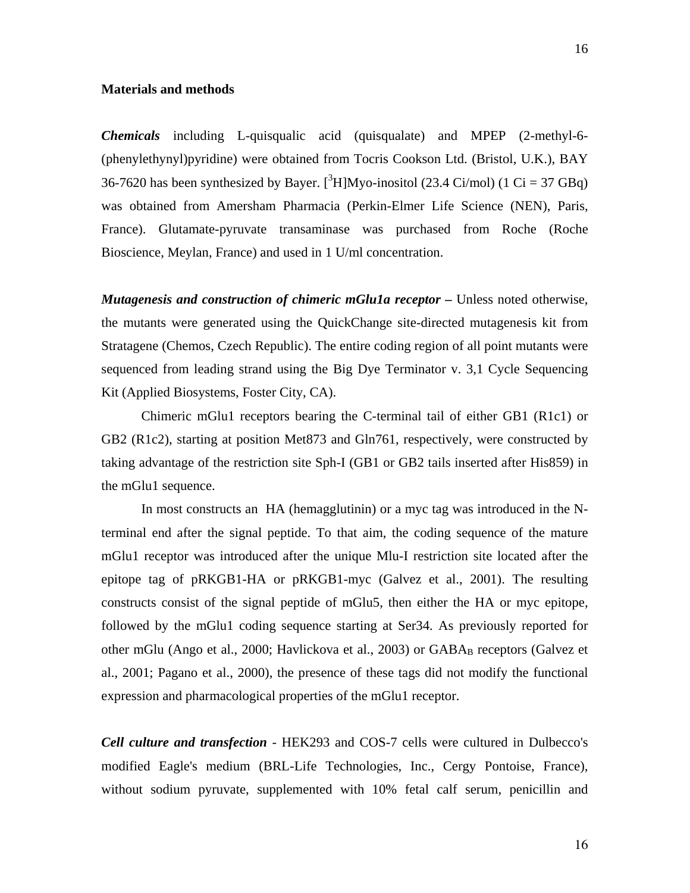**Materials and methods**

***Chemicals*** including L-quisqualic acid (quisqualate) and MPEP (2-methyl-6-(phenylethynyl)pyridine) were obtained from Tocris Cookson Ltd. (Bristol, U.K.), BAY 36-7620 has been synthesized by Bayer. [$^{3}$H]Myo-inositol (23.4 Ci/mol) (1 Ci = 37 GBq) was obtained from Amersham Pharmacia (Perkin-Elmer Life Science (NEN), Paris, France). Glutamate-pyruvate transaminase was purchased from Roche (Roche Bioscience, Meylan, France) and used in 1 U/ml concentration.

***Mutagenesis and construction of chimeric mGlu1a receptor* –** Unless noted otherwise, the mutants were generated using the QuickChange site-directed mutagenesis kit from Stratagene (Chemos, Czech Republic). The entire coding region of all point mutants were sequenced from leading strand using the Big Dye Terminator v. 3,1 Cycle Sequencing Kit (Applied Biosystems, Foster City, CA).

Chimeric mGlu1 receptors bearing the C-terminal tail of either GB1 (R1c1) or GB2 (R1c2), starting at position Met873 and Gln761, respectively, were constructed by taking advantage of the restriction site Sph-I (GB1 or GB2 tails inserted after His859) in the mGlu1 sequence.

In most constructs an HA (hemagglutinin) or a myc tag was introduced in the N-terminal end after the signal peptide. To that aim, the coding sequence of the mature mGlu1 receptor was introduced after the unique Mlu-I restriction site located after the epitope tag of pRKGB1-HA or pRKGB1-myc (Galvez et al., 2001). The resulting constructs consist of the signal peptide of mGlu5, then either the HA or myc epitope, followed by the mGlu1 coding sequence starting at Ser34. As previously reported for other mGlu (Ango et al., 2000; Havlickova et al., 2003) or $GABA_B$ receptors (Galvez et al., 2001; Pagano et al., 2000), the presence of these tags did not modify the functional expression and pharmacological properties of the mGlu1 receptor.

***Cell culture and transfection*** - HEK293 and COS-7 cells were cultured in Dulbecco's modified Eagle's medium (BRL-Life Technologies, Inc., Cergy Pontoise, France), without sodium pyruvate, supplemented with 10% fetal calf serum, penicillin and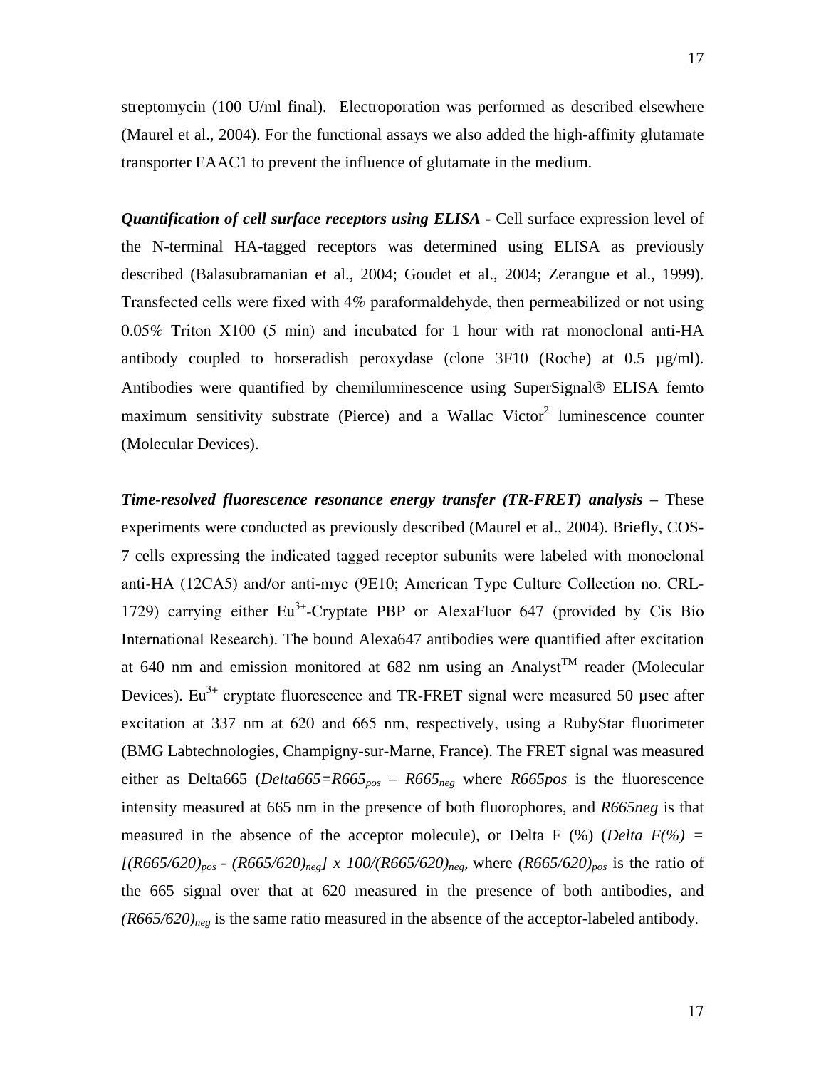streptomycin (100 U/ml final). Electroporation was performed as described elsewhere (Maurel et al., 2004). For the functional assays we also added the high-affinity glutamate transporter EAAC1 to prevent the influence of glutamate in the medium.

***Quantification of cell surface receptors using ELISA*** - Cell surface expression level of the N-terminal HA-tagged receptors was determined using ELISA as previously described (Balasubramanian et al., 2004; Goudet et al., 2004; Zerangue et al., 1999). Transfected cells were fixed with 4% paraformaldehyde, then permeabilized or not using 0.05% Triton X100 (5 min) and incubated for 1 hour with rat monoclonal anti-HA antibody coupled to horseradish peroxydase (clone 3F10 (Roche) at 0.5 µg/ml). Antibodies were quantified by chemiluminescence using SuperSignal® ELISA femto maximum sensitivity substrate (Pierce) and a Wallac Victor$^2$ luminescence counter (Molecular Devices).

***Time-resolved fluorescence resonance energy transfer (TR-FRET) analysis*** – These experiments were conducted as previously described (Maurel et al., 2004). Briefly, COS-7 cells expressing the indicated tagged receptor subunits were labeled with monoclonal anti-HA (12CA5) and/or anti-myc (9E10; American Type Culture Collection no. CRL-1729) carrying either $Eu^{3+}$-Cryptate PBP or AlexaFluor 647 (provided by Cis Bio International Research). The bound Alexa647 antibodies were quantified after excitation at 640 nm and emission monitored at 682 nm using an Analyst™ reader (Molecular Devices). $Eu^{3+}$ cryptate fluorescence and TR-FRET signal were measured 50 µsec after excitation at 337 nm at 620 and 665 nm, respectively, using a RubyStar fluorimeter (BMG Labtechnologies, Champigny-sur-Marne, France). The FRET signal was measured either as Delta665 ($Delta665 = R665_{pos} - R665_{neg}$ where $R665pos$ is the fluorescence intensity measured at 665 nm in the presence of both fluorophores, and $R665neg$ is that measured in the absence of the acceptor molecule), or Delta F (%) ($Delta\ F(\%) = [(R665/620)_{pos} - (R665/620)_{neg}] \times 100/(R665/620)_{neg}$, where $(R665/620)_{pos}$ is the ratio of the 665 signal over that at 620 measured in the presence of both antibodies, and $(R665/620)_{neg}$ is the same ratio measured in the absence of the acceptor-labeled antibody.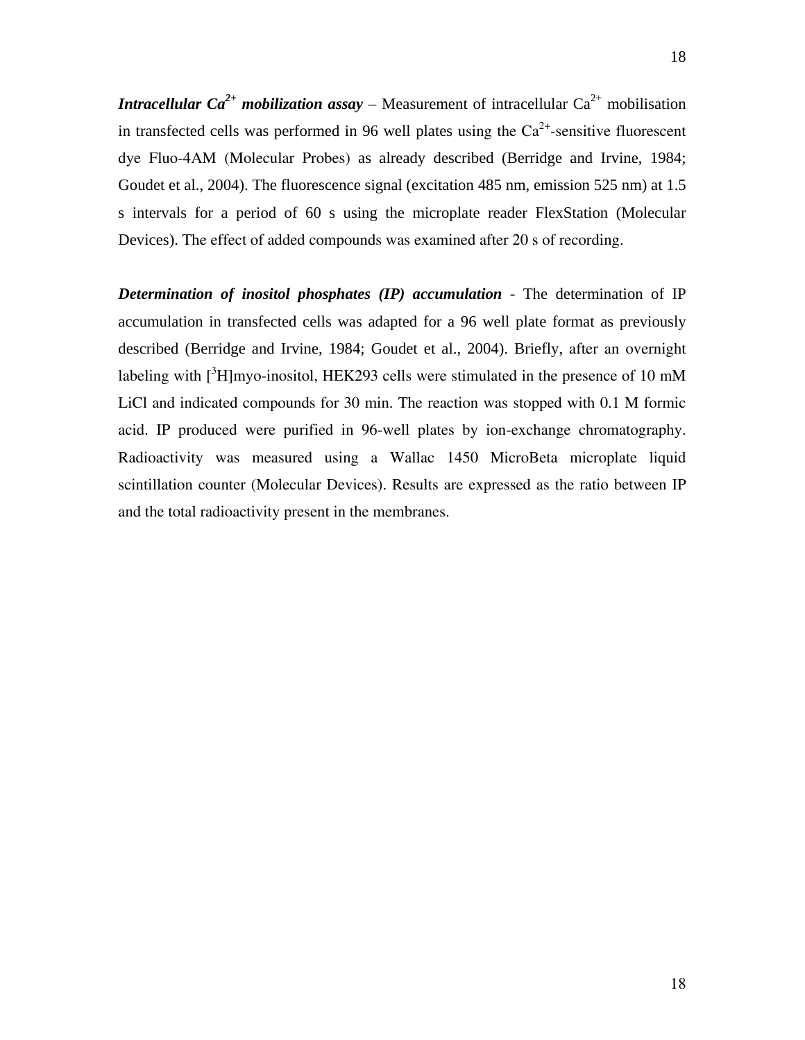***Intracellular $Ca^{2+}$ mobilization assay*** – Measurement of intracellular $Ca^{2+}$ mobilisation in transfected cells was performed in 96 well plates using the $Ca^{2+}$-sensitive fluorescent dye Fluo-4AM (Molecular Probes) as already described (Berridge and Irvine, 1984; Goudet et al., 2004). The fluorescence signal (excitation 485 nm, emission 525 nm) at 1.5 s intervals for a period of 60 s using the microplate reader FlexStation (Molecular Devices). The effect of added compounds was examined after 20 s of recording.

***Determination of inositol phosphates (IP) accumulation*** - The determination of IP accumulation in transfected cells was adapted for a 96 well plate format as previously described (Berridge and Irvine, 1984; Goudet et al., 2004). Briefly, after an overnight labeling with [$^{3}$H]myo-inositol, HEK293 cells were stimulated in the presence of 10 mM LiCl and indicated compounds for 30 min. The reaction was stopped with 0.1 M formic acid. IP produced were purified in 96-well plates by ion-exchange chromatography. Radioactivity was measured using a Wallac 1450 MicroBeta microplate liquid scintillation counter (Molecular Devices). Results are expressed as the ratio between IP and the total radioactivity present in the membranes.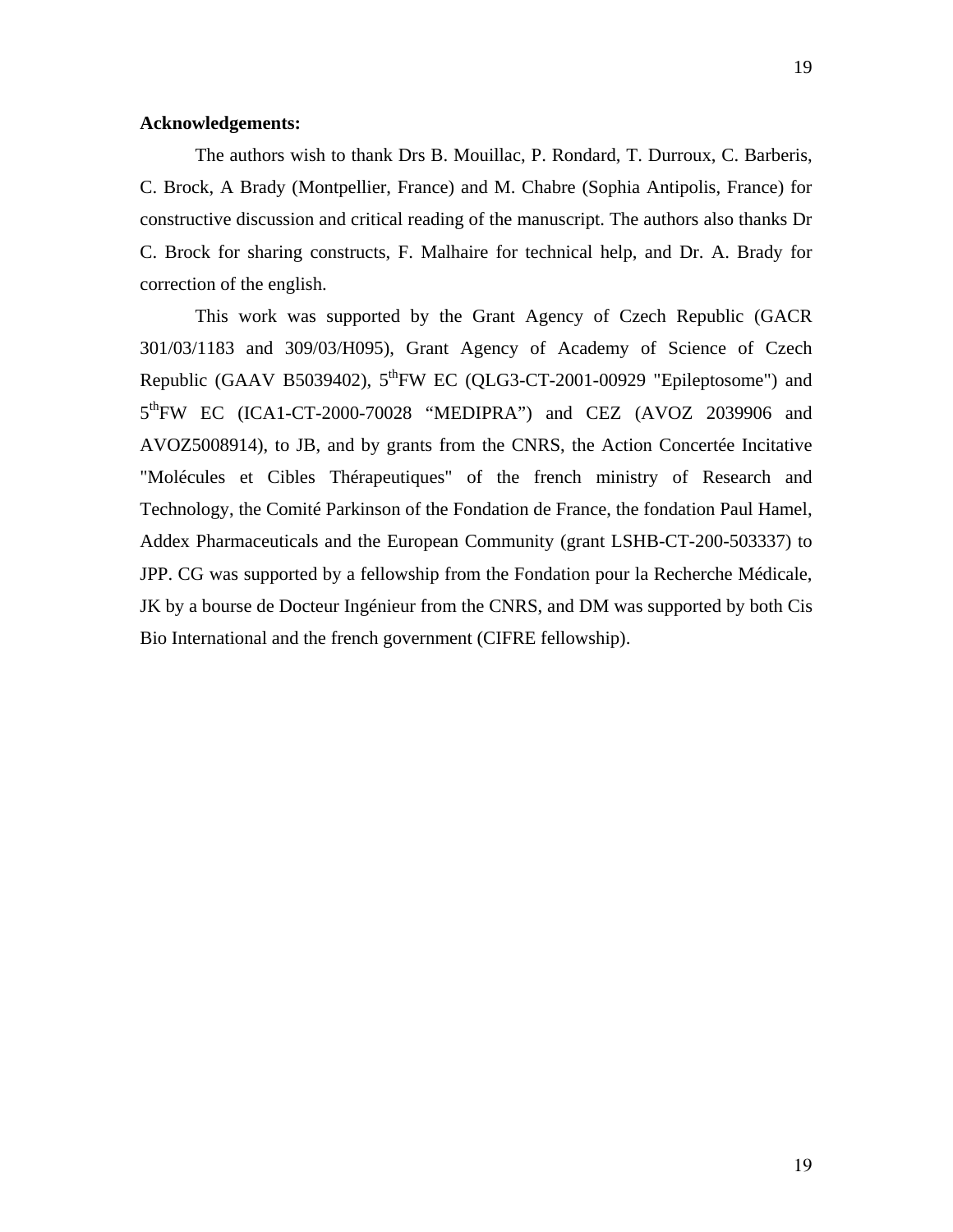**Acknowledgements:**

The authors wish to thank Drs B. Mouillac, P. Rondard, T. Durroux, C. Barberis, C. Brock, A Brady (Montpellier, France) and M. Chabre (Sophia Antipolis, France) for constructive discussion and critical reading of the manuscript. The authors also thanks Dr C. Brock for sharing constructs, F. Malhaire for technical help, and Dr. A. Brady for correction of the english.

This work was supported by the Grant Agency of Czech Republic (GACR 301/03/1183 and 309/03/H095), Grant Agency of Academy of Science of Czech Republic (GAAV B5039402), 5$^{th}$FW EC (QLG3-CT-2001-00929 "Epileptosome") and 5$^{th}$FW EC (ICA1-CT-2000-70028 “MEDIPRA”) and CEZ (AVOZ 2039906 and AVOZ5008914), to JB, and by grants from the CNRS, the Action Concertée Incitative "Molécules et Cibles Thérapeutiques" of the french ministry of Research and Technology, the Comité Parkinson of the Fondation de France, the fondation Paul Hamel, Addex Pharmaceuticals and the European Community (grant LSHB-CT-200-503337) to JPP. CG was supported by a fellowship from the Fondation pour la Recherche Médicale, JK by a bourse de Docteur Ingénieur from the CNRS, and DM was supported by both Cis Bio International and the french government (CIFRE fellowship).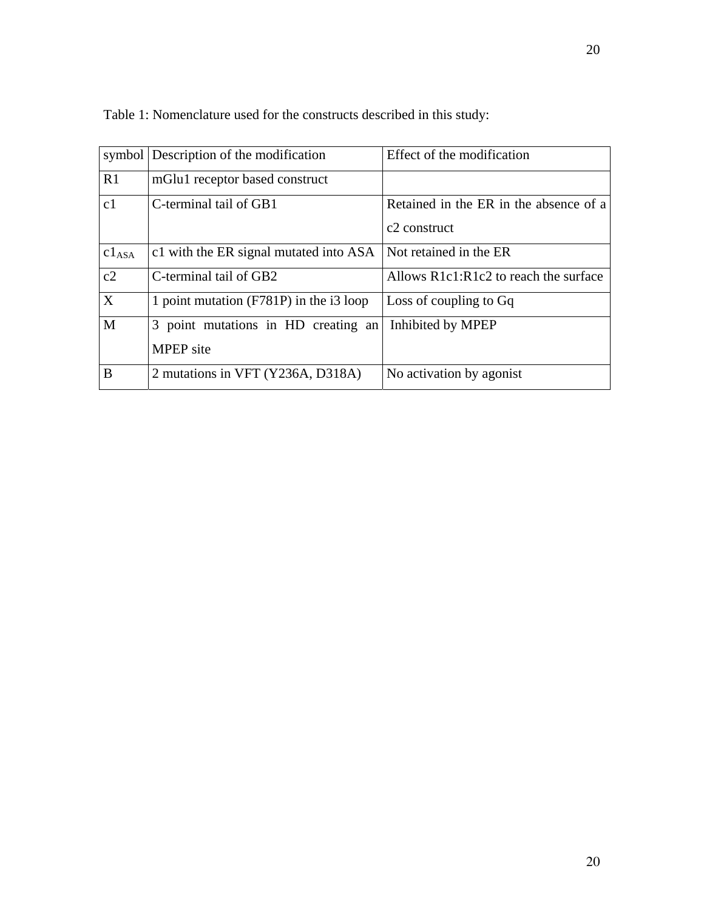Table 1: Nomenclature used for the constructs described in this study:

| symbol | Description of the modification | Effect of the modification |
| --- | --- | --- |
| R1 | mGlu1 receptor based construct | |
| c1 | C-terminal tail of GB1 | Retained in the ER in the absence of a c2 construct |
| $c1_{ASA}$ | c1 with the ER signal mutated into ASA | Not retained in the ER |
| c2 | C-terminal tail of GB2 | Allows R1c1:R1c2 to reach the surface |
| X | 1 point mutation (F781P) in the i3 loop | Loss of coupling to Gq |
| M | 3 point mutations in HD creating an MPEP site | Inhibited by MPEP |
| B | 2 mutations in VFT (Y236A, D318A) | No activation by agonist |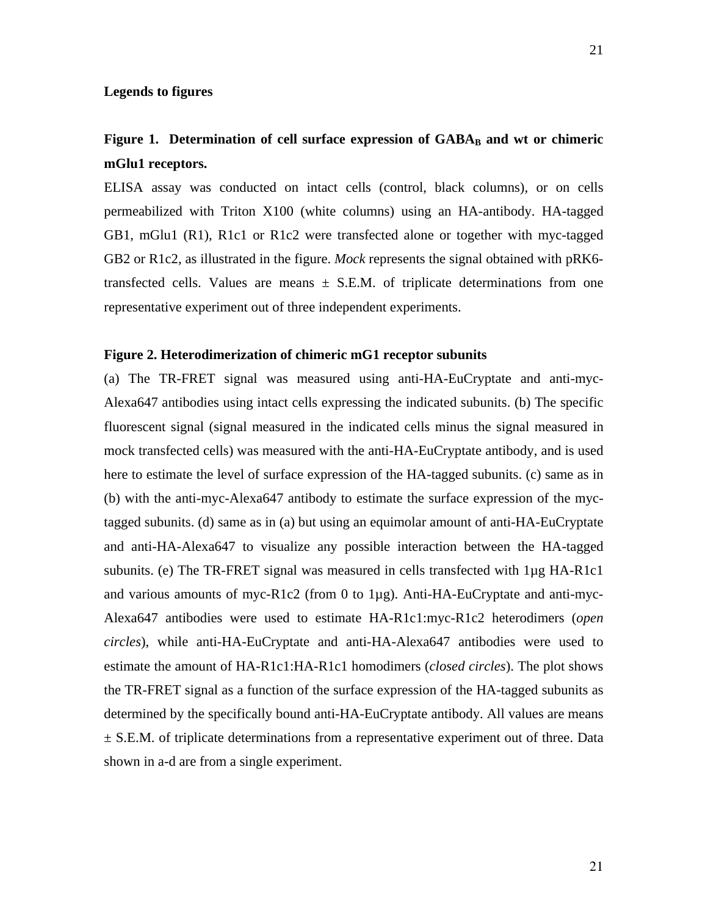## Legends to figures

### Figure 1. Determination of cell surface expression of $GABA_B$ and wt or chimeric mGlu1 receptors.

ELISA assay was conducted on intact cells (control, black columns), or on cells permeabilized with Triton X100 (white columns) using an HA-antibody. HA-tagged GB1, mGlu1 (R1), R1c1 or R1c2 were transfected alone or together with myc-tagged GB2 or R1c2, as illustrated in the figure. *Mock* represents the signal obtained with pRK6-transfected cells. Values are means ± S.E.M. of triplicate determinations from one representative experiment out of three independent experiments.

### Figure 2. Heterodimerization of chimeric mG1 receptor subunits

(a) The TR-FRET signal was measured using anti-HA-EuCryptate and anti-myc-Alexa647 antibodies using intact cells expressing the indicated subunits. (b) The specific fluorescent signal (signal measured in the indicated cells minus the signal measured in mock transfected cells) was measured with the anti-HA-EuCryptate antibody, and is used here to estimate the level of surface expression of the HA-tagged subunits. (c) same as in (b) with the anti-myc-Alexa647 antibody to estimate the surface expression of the myc-tagged subunits. (d) same as in (a) but using an equimolar amount of anti-HA-EuCryptate and anti-HA-Alexa647 to visualize any possible interaction between the HA-tagged subunits. (e) The TR-FRET signal was measured in cells transfected with 1µg HA-R1c1 and various amounts of myc-R1c2 (from 0 to 1µg). Anti-HA-EuCryptate and anti-myc-Alexa647 antibodies were used to estimate HA-R1c1:myc-R1c2 heterodimers (*open circles*), while anti-HA-EuCryptate and anti-HA-Alexa647 antibodies were used to estimate the amount of HA-R1c1:HA-R1c1 homodimers (*closed circles*). The plot shows the TR-FRET signal as a function of the surface expression of the HA-tagged subunits as determined by the specifically bound anti-HA-EuCryptate antibody. All values are means ± S.E.M. of triplicate determinations from a representative experiment out of three. Data shown in a-d are from a single experiment.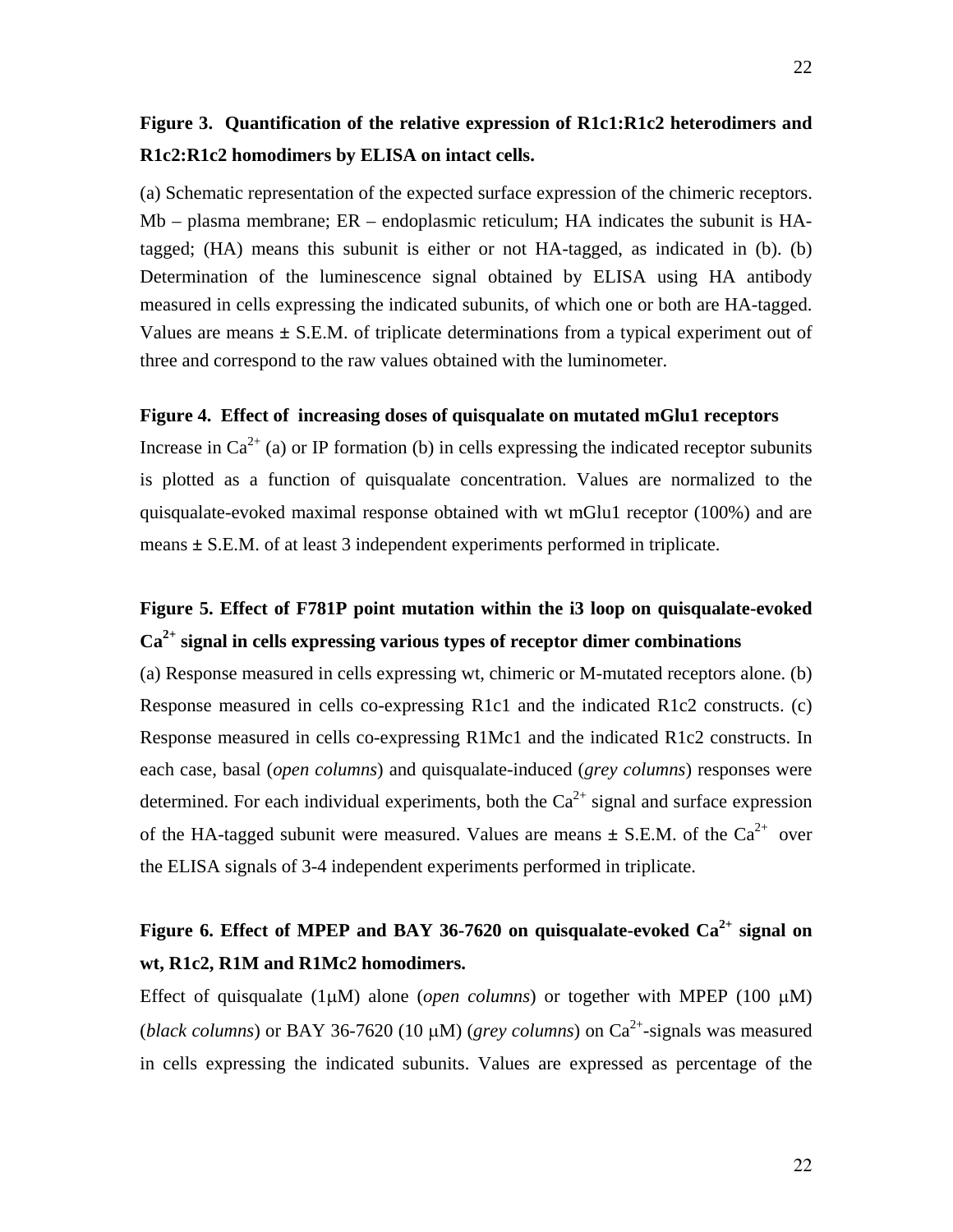**Figure 3. Quantification of the relative expression of R1c1:R1c2 heterodimers and R1c2:R1c2 homodimers by ELISA on intact cells.**

(a) Schematic representation of the expected surface expression of the chimeric receptors. Mb – plasma membrane; ER – endoplasmic reticulum; HA indicates the subunit is HA-tagged; (HA) means this subunit is either or not HA-tagged, as indicated in (b). (b) Determination of the luminescence signal obtained by ELISA using HA antibody measured in cells expressing the indicated subunits, of which one or both are HA-tagged. Values are means ± S.E.M. of triplicate determinations from a typical experiment out of three and correspond to the raw values obtained with the luminometer.

**Figure 4. Effect of increasing doses of quisqualate on mutated mGlu1 receptors**

Increase in $Ca^{2+}$ (a) or IP formation (b) in cells expressing the indicated receptor subunits is plotted as a function of quisqualate concentration. Values are normalized to the quisqualate-evoked maximal response obtained with wt mGlu1 receptor (100%) and are means ± S.E.M. of at least 3 independent experiments performed in triplicate.

**Figure 5. Effect of F781P point mutation within the i3 loop on quisqualate-evoked $Ca^{2+}$ signal in cells expressing various types of receptor dimer combinations**

(a) Response measured in cells expressing wt, chimeric or M-mutated receptors alone. (b) Response measured in cells co-expressing R1c1 and the indicated R1c2 constructs. (c) Response measured in cells co-expressing R1Mc1 and the indicated R1c2 constructs. In each case, basal (*open columns*) and quisqualate-induced (*grey columns*) responses were determined. For each individual experiments, both the $Ca^{2+}$ signal and surface expression of the HA-tagged subunit were measured. Values are means ± S.E.M. of the $Ca^{2+}$ over the ELISA signals of 3-4 independent experiments performed in triplicate.

**Figure 6. Effect of MPEP and BAY 36-7620 on quisqualate-evoked $Ca^{2+}$ signal on wt, R1c2, R1M and R1Mc2 homodimers.**

Effect of quisqualate (1μM) alone (*open columns*) or together with MPEP (100 μM) (*black columns*) or BAY 36-7620 (10 μM) (*grey columns*) on $Ca^{2+}$-signals was measured in cells expressing the indicated subunits. Values are expressed as percentage of the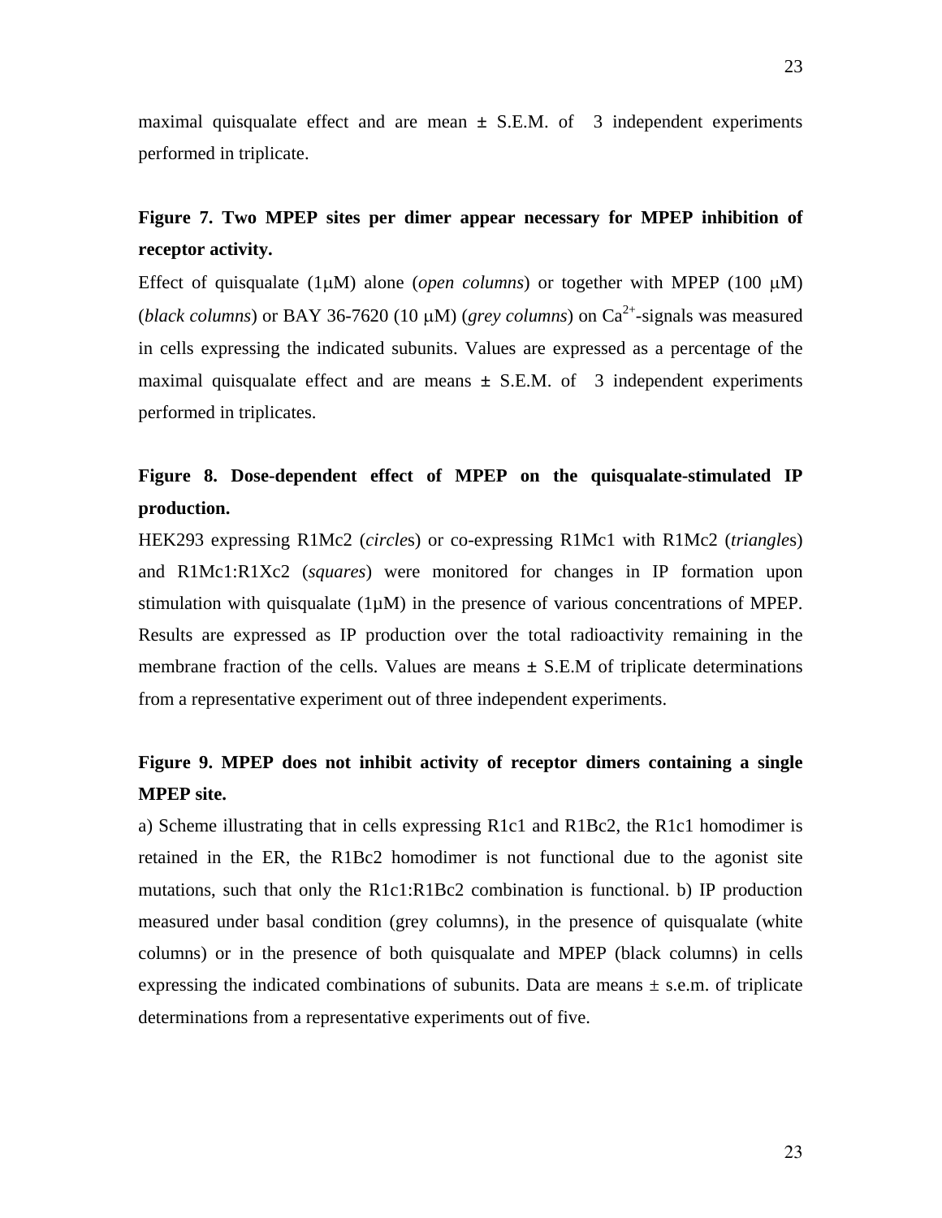maximal quisqualate effect and are mean ± S.E.M. of 3 independent experiments performed in triplicate.

**Figure 7. Two MPEP sites per dimer appear necessary for MPEP inhibition of receptor activity.**

Effect of quisqualate (1μM) alone (*open columns*) or together with MPEP (100 μM) (*black columns*) or BAY 36-7620 (10 μM) (*grey columns*) on $Ca^{2+}$-signals was measured in cells expressing the indicated subunits. Values are expressed as a percentage of the maximal quisqualate effect and are means ± S.E.M. of 3 independent experiments performed in triplicates.

**Figure 8. Dose-dependent effect of MPEP on the quisqualate-stimulated IP production.**

HEK293 expressing R1Mc2 (*circles*) or co-expressing R1Mc1 with R1Mc2 (*triangles*) and R1Mc1:R1Xc2 (*squares*) were monitored for changes in IP formation upon stimulation with quisqualate (1μM) in the presence of various concentrations of MPEP. Results are expressed as IP production over the total radioactivity remaining in the membrane fraction of the cells. Values are means ± S.E.M of triplicate determinations from a representative experiment out of three independent experiments.

**Figure 9. MPEP does not inhibit activity of receptor dimers containing a single MPEP site.**

a) Scheme illustrating that in cells expressing R1c1 and R1Bc2, the R1c1 homodimer is retained in the ER, the R1Bc2 homodimer is not functional due to the agonist site mutations, such that only the R1c1:R1Bc2 combination is functional. b) IP production measured under basal condition (grey columns), in the presence of quisqualate (white columns) or in the presence of both quisqualate and MPEP (black columns) in cells expressing the indicated combinations of subunits. Data are means ± s.e.m. of triplicate determinations from a representative experiments out of five.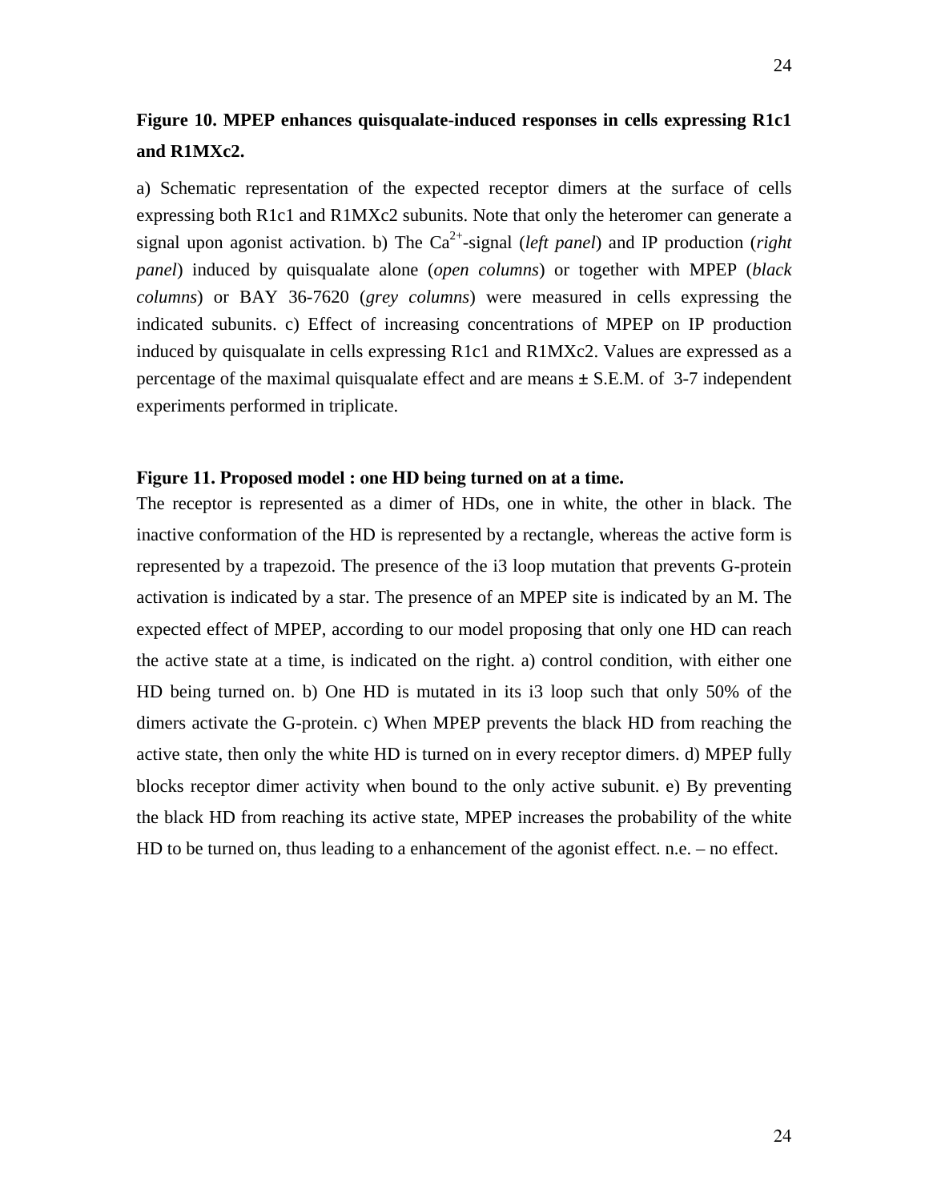**Figure 10. MPEP enhances quisqualate-induced responses in cells expressing R1c1 and R1MXc2.**

a) Schematic representation of the expected receptor dimers at the surface of cells expressing both R1c1 and R1MXc2 subunits. Note that only the heteromer can generate a signal upon agonist activation. b) The $Ca^{2+}$-signal (*left panel*) and IP production (*right panel*) induced by quisqualate alone (*open columns*) or together with MPEP (*black columns*) or BAY 36-7620 (*grey columns*) were measured in cells expressing the indicated subunits. c) Effect of increasing concentrations of MPEP on IP production induced by quisqualate in cells expressing R1c1 and R1MXc2. Values are expressed as a percentage of the maximal quisqualate effect and are means ± S.E.M. of 3-7 independent experiments performed in triplicate.

**Figure 11. Proposed model : one HD being turned on at a time.**

The receptor is represented as a dimer of HDs, one in white, the other in black. The inactive conformation of the HD is represented by a rectangle, whereas the active form is represented by a trapezoid. The presence of the i3 loop mutation that prevents G-protein activation is indicated by a star. The presence of an MPEP site is indicated by an M. The expected effect of MPEP, according to our model proposing that only one HD can reach the active state at a time, is indicated on the right. a) control condition, with either one HD being turned on. b) One HD is mutated in its i3 loop such that only 50% of the dimers activate the G-protein. c) When MPEP prevents the black HD from reaching the active state, then only the white HD is turned on in every receptor dimers. d) MPEP fully blocks receptor dimer activity when bound to the only active subunit. e) By preventing the black HD from reaching its active state, MPEP increases the probability of the white HD to be turned on, thus leading to a enhancement of the agonist effect. n.e. – no effect.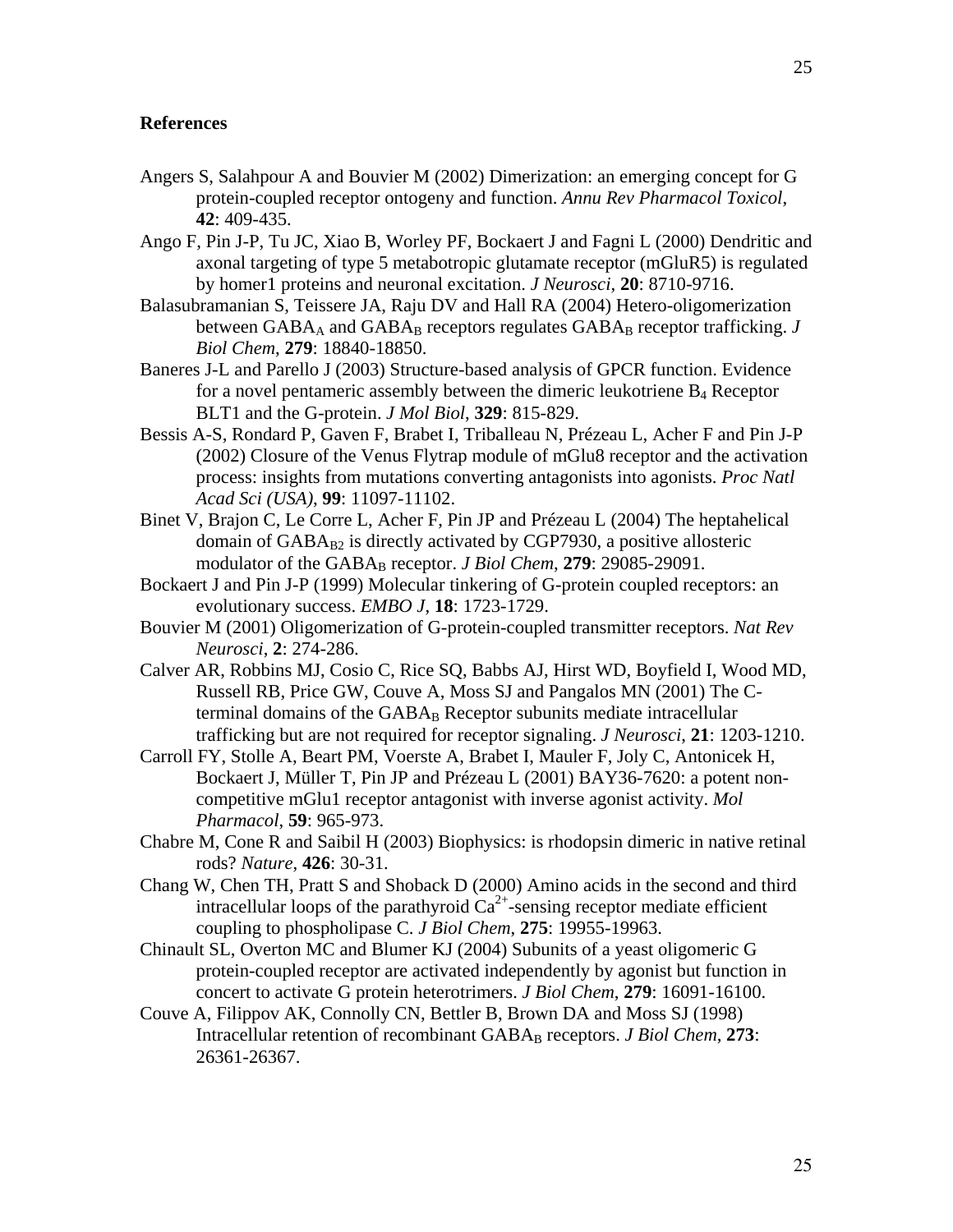**References**

Angers S, Salahpour A and Bouvier M (2002) Dimerization: an emerging concept for G protein-coupled receptor ontogeny and function. *Annu Rev Pharmacol Toxicol*, **42**: 409-435.

Ango F, Pin J-P, Tu JC, Xiao B, Worley PF, Bockaert J and Fagni L (2000) Dendritic and axonal targeting of type 5 metabotropic glutamate receptor (mGluR5) is regulated by homer1 proteins and neuronal excitation. *J Neurosci*, **20**: 8710-9716.

Balasubramanian S, Teissere JA, Raju DV and Hall RA (2004) Hetero-oligomerization between $GABA_A$ and $GABA_B$ receptors regulates $GABA_B$ receptor trafficking. *J Biol Chem*, **279**: 18840-18850.

Baneres J-L and Parello J (2003) Structure-based analysis of GPCR function. Evidence for a novel pentameric assembly between the dimeric leukotriene $B_4$ Receptor BLT1 and the G-protein. *J Mol Biol*, **329**: 815-829.

Bessis A-S, Rondard P, Gaven F, Brabet I, Triballeau N, Prézeau L, Acher F and Pin J-P (2002) Closure of the Venus Flytrap module of mGlu8 receptor and the activation process: insights from mutations converting antagonists into agonists. *Proc Natl Acad Sci (USA)*, **99**: 11097-11102.

Binet V, Brajon C, Le Corre L, Acher F, Pin JP and Prézeau L (2004) The heptahelical domain of $GABA_{B2}$ is directly activated by CGP7930, a positive allosteric modulator of the $GABA_B$ receptor. *J Biol Chem*, **279**: 29085-29091.

Bockaert J and Pin J-P (1999) Molecular tinkering of G-protein coupled receptors: an evolutionary success. *EMBO J*, **18**: 1723-1729.

Bouvier M (2001) Oligomerization of G-protein-coupled transmitter receptors. *Nat Rev Neurosci*, **2**: 274-286.

Calver AR, Robbins MJ, Cosio C, Rice SQ, Babbs AJ, Hirst WD, Boyfield I, Wood MD, Russell RB, Price GW, Couve A, Moss SJ and Pangalos MN (2001) The C-terminal domains of the $GABA_B$ Receptor subunits mediate intracellular trafficking but are not required for receptor signaling. *J Neurosci*, **21**: 1203-1210.

Carroll FY, Stolle A, Beart PM, Voerste A, Brabet I, Mauler F, Joly C, Antonicek H, Bockaert J, Müller T, Pin JP and Prézeau L (2001) BAY36-7620: a potent non-competitive mGlu1 receptor antagonist with inverse agonist activity. *Mol Pharmacol*, **59**: 965-973.

Chabre M, Cone R and Saibil H (2003) Biophysics: is rhodopsin dimeric in native retinal rods? *Nature*, **426**: 30-31.

Chang W, Chen TH, Pratt S and Shoback D (2000) Amino acids in the second and third intracellular loops of the parathyroid $Ca^{2+}$-sensing receptor mediate efficient coupling to phospholipase C. *J Biol Chem*, **275**: 19955-19963.

Chinault SL, Overton MC and Blumer KJ (2004) Subunits of a yeast oligomeric G protein-coupled receptor are activated independently by agonist but function in concert to activate G protein heterotrimers. *J Biol Chem*, **279**: 16091-16100.

Couve A, Filippov AK, Connolly CN, Bettler B, Brown DA and Moss SJ (1998) Intracellular retention of recombinant $GABA_B$ receptors. *J Biol Chem*, **273**: 26361-26367.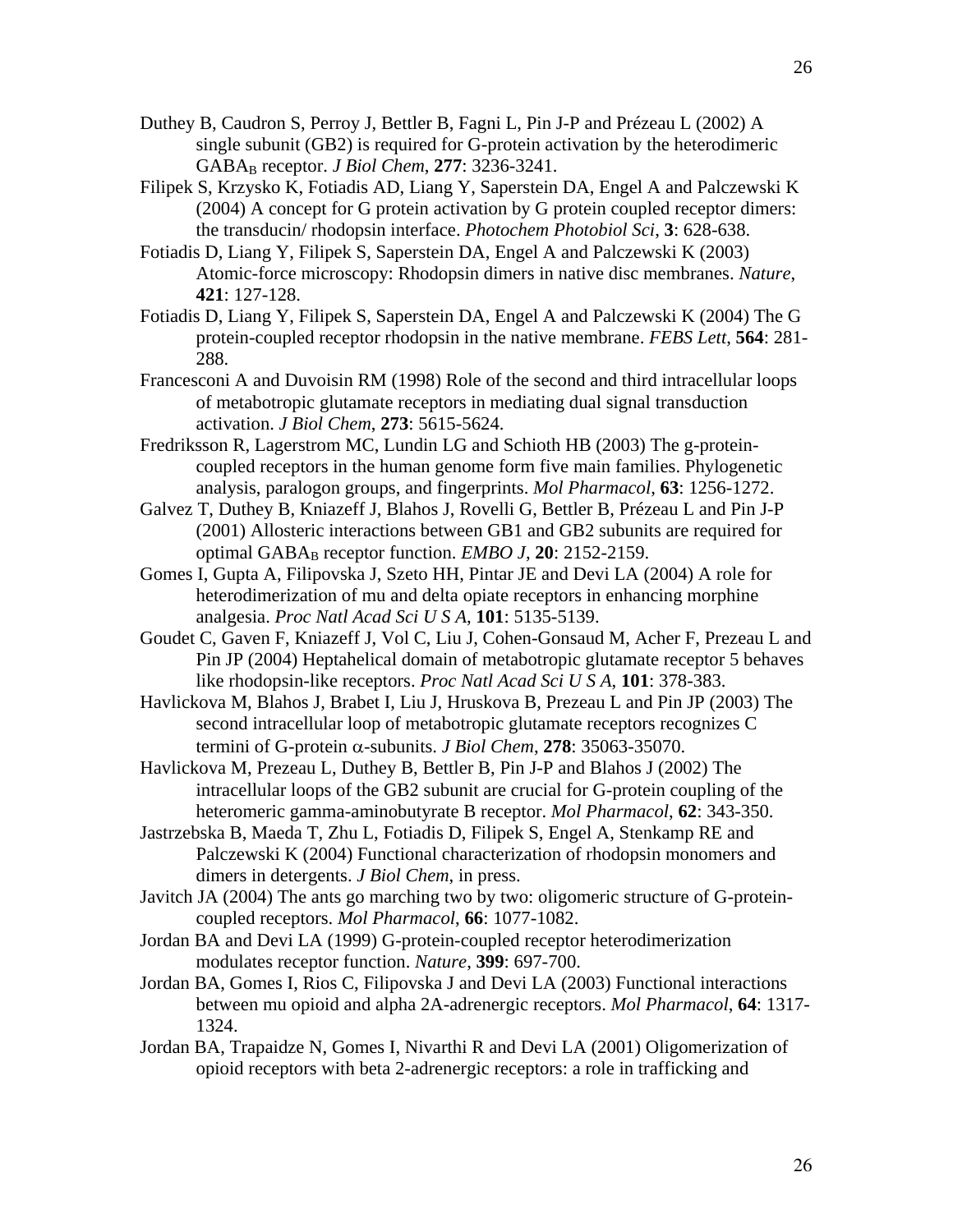Duthey B, Caudron S, Perroy J, Bettler B, Fagni L, Pin J-P and Prézeau L (2002) A single subunit (GB2) is required for G-protein activation by the heterodimeric $GABA_B$ receptor. *J Biol Chem*, **277**: 3236-3241.

Filipek S, Krzysko K, Fotiadis AD, Liang Y, Saperstein DA, Engel A and Palczewski K (2004) A concept for G protein activation by G protein coupled receptor dimers: the transducin/ rhodopsin interface. *Photochem Photobiol Sci*, **3**: 628-638.

Fotiadis D, Liang Y, Filipek S, Saperstein DA, Engel A and Palczewski K (2003) Atomic-force microscopy: Rhodopsin dimers in native disc membranes. *Nature*, **421**: 127-128.

Fotiadis D, Liang Y, Filipek S, Saperstein DA, Engel A and Palczewski K (2004) The G protein-coupled receptor rhodopsin in the native membrane. *FEBS Lett*, **564**: 281-288.

Francesconi A and Duvoisin RM (1998) Role of the second and third intracellular loops of metabotropic glutamate receptors in mediating dual signal transduction activation. *J Biol Chem*, **273**: 5615-5624.

Fredriksson R, Lagerstrom MC, Lundin LG and Schioth HB (2003) The g-protein-coupled receptors in the human genome form five main families. Phylogenetic analysis, paralogon groups, and fingerprints. *Mol Pharmacol*, **63**: 1256-1272.

Galvez T, Duthey B, Kniazeff J, Blahos J, Rovelli G, Bettler B, Prézeau L and Pin J-P (2001) Allosteric interactions between GB1 and GB2 subunits are required for optimal $GABA_B$ receptor function. *EMBO J*, **20**: 2152-2159.

Gomes I, Gupta A, Filipovska J, Szeto HH, Pintar JE and Devi LA (2004) A role for heterodimerization of mu and delta opiate receptors in enhancing morphine analgesia. *Proc Natl Acad Sci U S A*, **101**: 5135-5139.

Goudet C, Gaven F, Kniazeff J, Vol C, Liu J, Cohen-Gonsaud M, Acher F, Prezeau L and Pin JP (2004) Heptahelical domain of metabotropic glutamate receptor 5 behaves like rhodopsin-like receptors. *Proc Natl Acad Sci U S A*, **101**: 378-383.

Havlickova M, Blahos J, Brabet I, Liu J, Hruskova B, Prezeau L and Pin JP (2003) The second intracellular loop of metabotropic glutamate receptors recognizes C termini of G-protein $\alpha$-subunits. *J Biol Chem*, **278**: 35063-35070.

Havlickova M, Prezeau L, Duthey B, Bettler B, Pin J-P and Blahos J (2002) The intracellular loops of the GB2 subunit are crucial for G-protein coupling of the heteromeric gamma-aminobutyrate B receptor. *Mol Pharmacol*, **62**: 343-350.

Jastrzebska B, Maeda T, Zhu L, Fotiadis D, Filipek S, Engel A, Stenkamp RE and Palczewski K (2004) Functional characterization of rhodopsin monomers and dimers in detergents. *J Biol Chem*, in press.

Javitch JA (2004) The ants go marching two by two: oligomeric structure of G-protein-coupled receptors. *Mol Pharmacol*, **66**: 1077-1082.

Jordan BA and Devi LA (1999) G-protein-coupled receptor heterodimerization modulates receptor function. *Nature*, **399**: 697-700.

Jordan BA, Gomes I, Rios C, Filipovska J and Devi LA (2003) Functional interactions between mu opioid and alpha 2A-adrenergic receptors. *Mol Pharmacol*, **64**: 1317-1324.

Jordan BA, Trapaidze N, Gomes I, Nivarthi R and Devi LA (2001) Oligomerization of opioid receptors with beta 2-adrenergic receptors: a role in trafficking and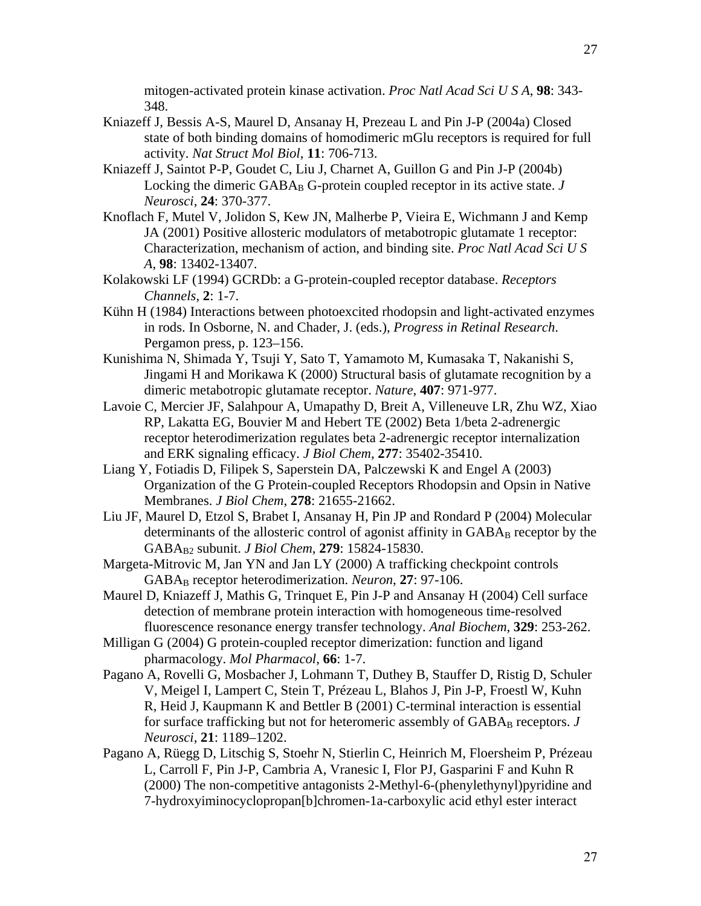mitogen-activated protein kinase activation. *Proc Natl Acad Sci U S A*, **98**: 343-348.

Kniazeff J, Bessis A-S, Maurel D, Ansanay H, Prezeau L and Pin J-P (2004a) Closed state of both binding domains of homodimeric mGlu receptors is required for full activity. *Nat Struct Mol Biol*, **11**: 706-713.

Kniazeff J, Saintot P-P, Goudet C, Liu J, Charnet A, Guillon G and Pin J-P (2004b) Locking the dimeric $GABA_B$ G-protein coupled receptor in its active state. *J Neurosci*, **24**: 370-377.

Knoflach F, Mutel V, Jolidon S, Kew JN, Malherbe P, Vieira E, Wichmann J and Kemp JA (2001) Positive allosteric modulators of metabotropic glutamate 1 receptor: Characterization, mechanism of action, and binding site. *Proc Natl Acad Sci U S A*, **98**: 13402-13407.

Kolakowski LF (1994) GCRDb: a G-protein-coupled receptor database. *Receptors Channels*, **2**: 1-7.

Kühn H (1984) Interactions between photoexcited rhodopsin and light-activated enzymes in rods. In Osborne, N. and Chader, J. (eds.), *Progress in Retinal Research*. Pergamon press, p. 123–156.

Kunishima N, Shimada Y, Tsuji Y, Sato T, Yamamoto M, Kumasaka T, Nakanishi S, Jingami H and Morikawa K (2000) Structural basis of glutamate recognition by a dimeric metabotropic glutamate receptor. *Nature*, **407**: 971-977.

Lavoie C, Mercier JF, Salahpour A, Umapathy D, Breit A, Villeneuve LR, Zhu WZ, Xiao RP, Lakatta EG, Bouvier M and Hebert TE (2002) Beta 1/beta 2-adrenergic receptor heterodimerization regulates beta 2-adrenergic receptor internalization and ERK signaling efficacy. *J Biol Chem*, **277**: 35402-35410.

Liang Y, Fotiadis D, Filipek S, Saperstein DA, Palczewski K and Engel A (2003) Organization of the G Protein-coupled Receptors Rhodopsin and Opsin in Native Membranes. *J Biol Chem*, **278**: 21655-21662.

Liu JF, Maurel D, Etzol S, Brabet I, Ansanay H, Pin JP and Rondard P (2004) Molecular determinants of the allosteric control of agonist affinity in $GABA_B$ receptor by the $GABA_{B2}$ subunit. *J Biol Chem*, **279**: 15824-15830.

Margeta-Mitrovic M, Jan YN and Jan LY (2000) A trafficking checkpoint controls $GABA_B$ receptor heterodimerization. *Neuron*, **27**: 97-106.

Maurel D, Kniazeff J, Mathis G, Trinquet E, Pin J-P and Ansanay H (2004) Cell surface detection of membrane protein interaction with homogeneous time-resolved fluorescence resonance energy transfer technology. *Anal Biochem*, **329**: 253-262.

Milligan G (2004) G protein-coupled receptor dimerization: function and ligand pharmacology. *Mol Pharmacol*, **66**: 1-7.

Pagano A, Rovelli G, Mosbacher J, Lohmann T, Duthey B, Stauffer D, Ristig D, Schuler V, Meigel I, Lampert C, Stein T, Prézeau L, Blahos J, Pin J-P, Froestl W, Kuhn R, Heid J, Kaupmann K and Bettler B (2001) C-terminal interaction is essential for surface trafficking but not for heteromeric assembly of $GABA_B$ receptors. *J Neurosci*, **21**: 1189–1202.

Pagano A, Rüegg D, Litschig S, Stoehr N, Stierlin C, Heinrich M, Floersheim P, Prézeau L, Carroll F, Pin J-P, Cambria A, Vranesic I, Flor PJ, Gasparini F and Kuhn R (2000) The non-competitive antagonists 2-Methyl-6-(phenylethynyl)pyridine and 7-hydroxyiminocyclopropan[b]chromen-1a-carboxylic acid ethyl ester interact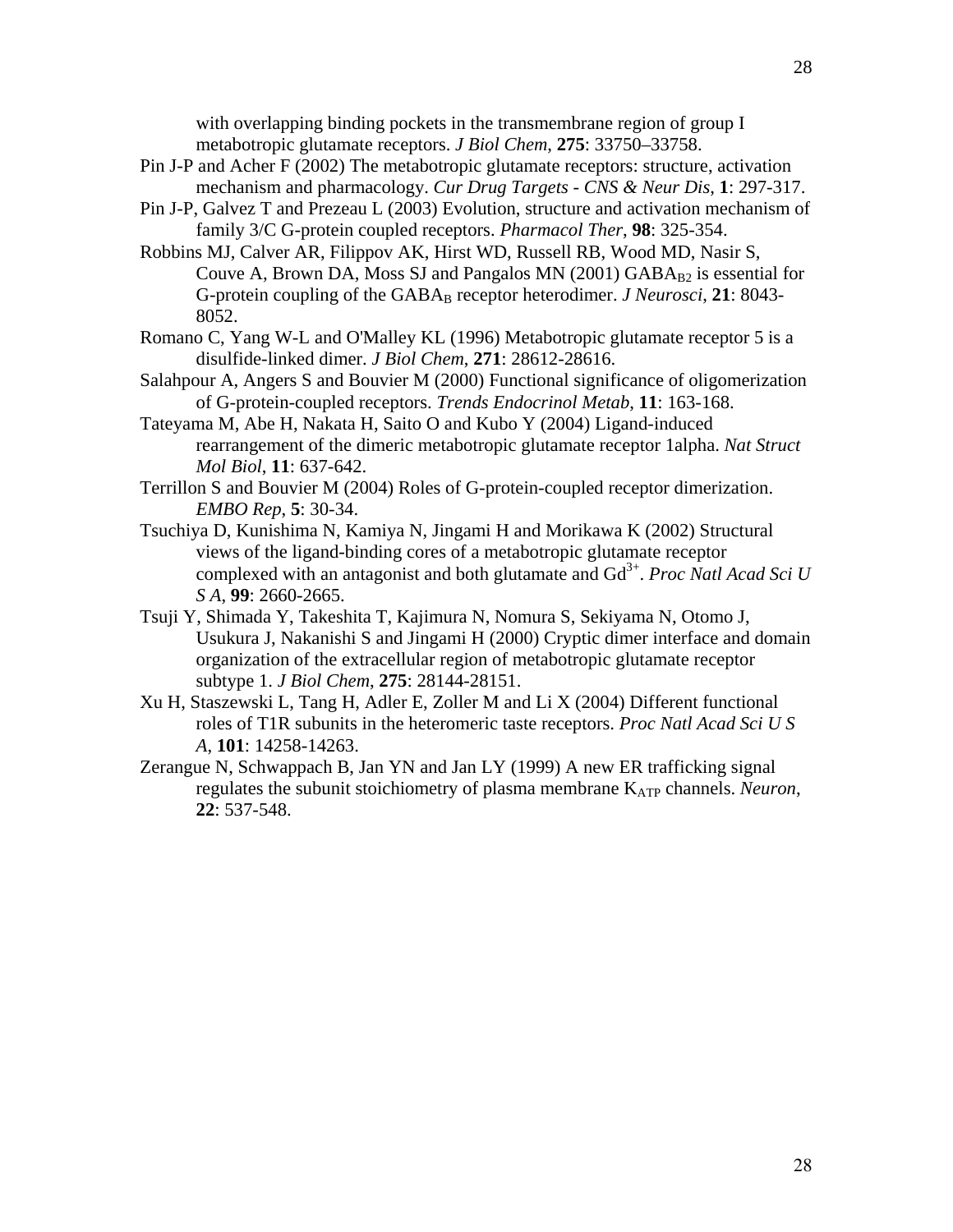with overlapping binding pockets in the transmembrane region of group I metabotropic glutamate receptors. *J Biol Chem*, **275**: 33750–33758.

Pin J-P and Acher F (2002) The metabotropic glutamate receptors: structure, activation mechanism and pharmacology. *Cur Drug Targets - CNS & Neur Dis*, **1**: 297-317.

Pin J-P, Galvez T and Prezeau L (2003) Evolution, structure and activation mechanism of family 3/C G-protein coupled receptors. *Pharmacol Ther*, **98**: 325-354.

Robbins MJ, Calver AR, Filippov AK, Hirst WD, Russell RB, Wood MD, Nasir S, Couve A, Brown DA, Moss SJ and Pangalos MN (2001) $GABA_{B2}$ is essential for G-protein coupling of the $GABA_B$ receptor heterodimer. *J Neurosci*, **21**: 8043-8052.

Romano C, Yang W-L and O'Malley KL (1996) Metabotropic glutamate receptor 5 is a disulfide-linked dimer. *J Biol Chem*, **271**: 28612-28616.

Salahpour A, Angers S and Bouvier M (2000) Functional significance of oligomerization of G-protein-coupled receptors. *Trends Endocrinol Metab*, **11**: 163-168.

Tateyama M, Abe H, Nakata H, Saito O and Kubo Y (2004) Ligand-induced rearrangement of the dimeric metabotropic glutamate receptor 1alpha. *Nat Struct Mol Biol*, **11**: 637-642.

Terrillon S and Bouvier M (2004) Roles of G-protein-coupled receptor dimerization. *EMBO Rep*, **5**: 30-34.

Tsuchiya D, Kunishima N, Kamiya N, Jingami H and Morikawa K (2002) Structural views of the ligand-binding cores of a metabotropic glutamate receptor complexed with an antagonist and both glutamate and $Gd^{3+}$. *Proc Natl Acad Sci U S A*, **99**: 2660-2665.

Tsuji Y, Shimada Y, Takeshita T, Kajimura N, Nomura S, Sekiyama N, Otomo J, Usukura J, Nakanishi S and Jingami H (2000) Cryptic dimer interface and domain organization of the extracellular region of metabotropic glutamate receptor subtype 1. *J Biol Chem*, **275**: 28144-28151.

Xu H, Staszewski L, Tang H, Adler E, Zoller M and Li X (2004) Different functional roles of T1R subunits in the heteromeric taste receptors. *Proc Natl Acad Sci U S A*, **101**: 14258-14263.

Zerangue N, Schwappach B, Jan YN and Jan LY (1999) A new ER trafficking signal regulates the subunit stoichiometry of plasma membrane $K_{ATP}$ channels. *Neuron*, **22**: 537-548.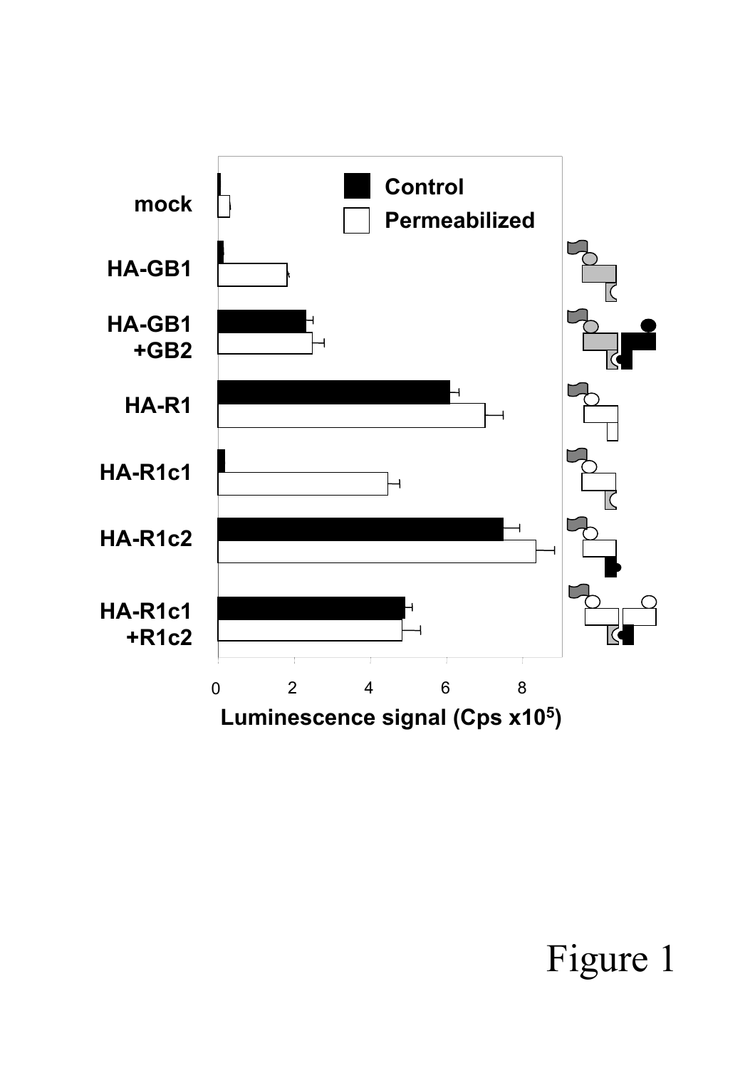| | Control | Permeabilized |
|---|---|---|
| mock | | |
| HA-GB1 | | |
| HA-GB1 +GB2 | | |
| HA-R1 | | |
| HA-R1c1 | | |
| HA-R1c2 | | |
| HA-R1c1 +R1c2 | | |

0 2 4 6 8

Luminescence signal (Cps x10[5])

Figure 1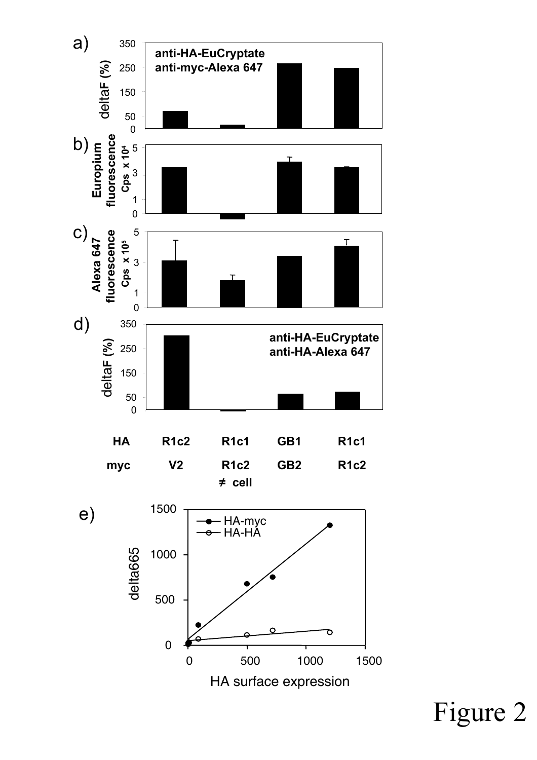Figure 2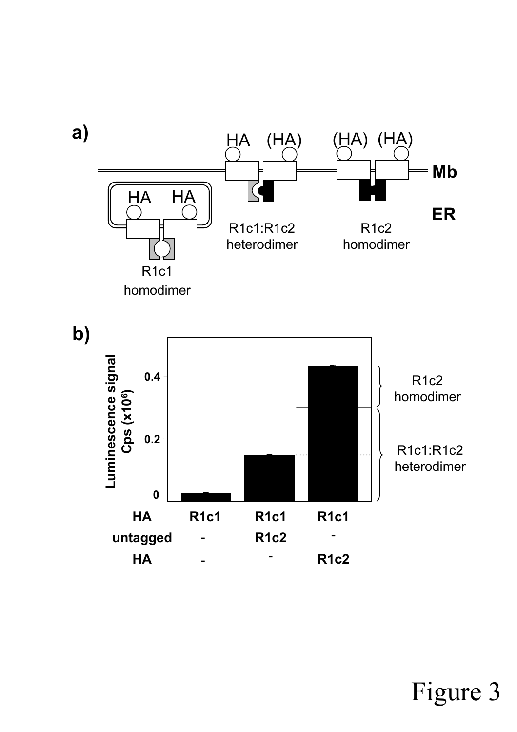Figure 3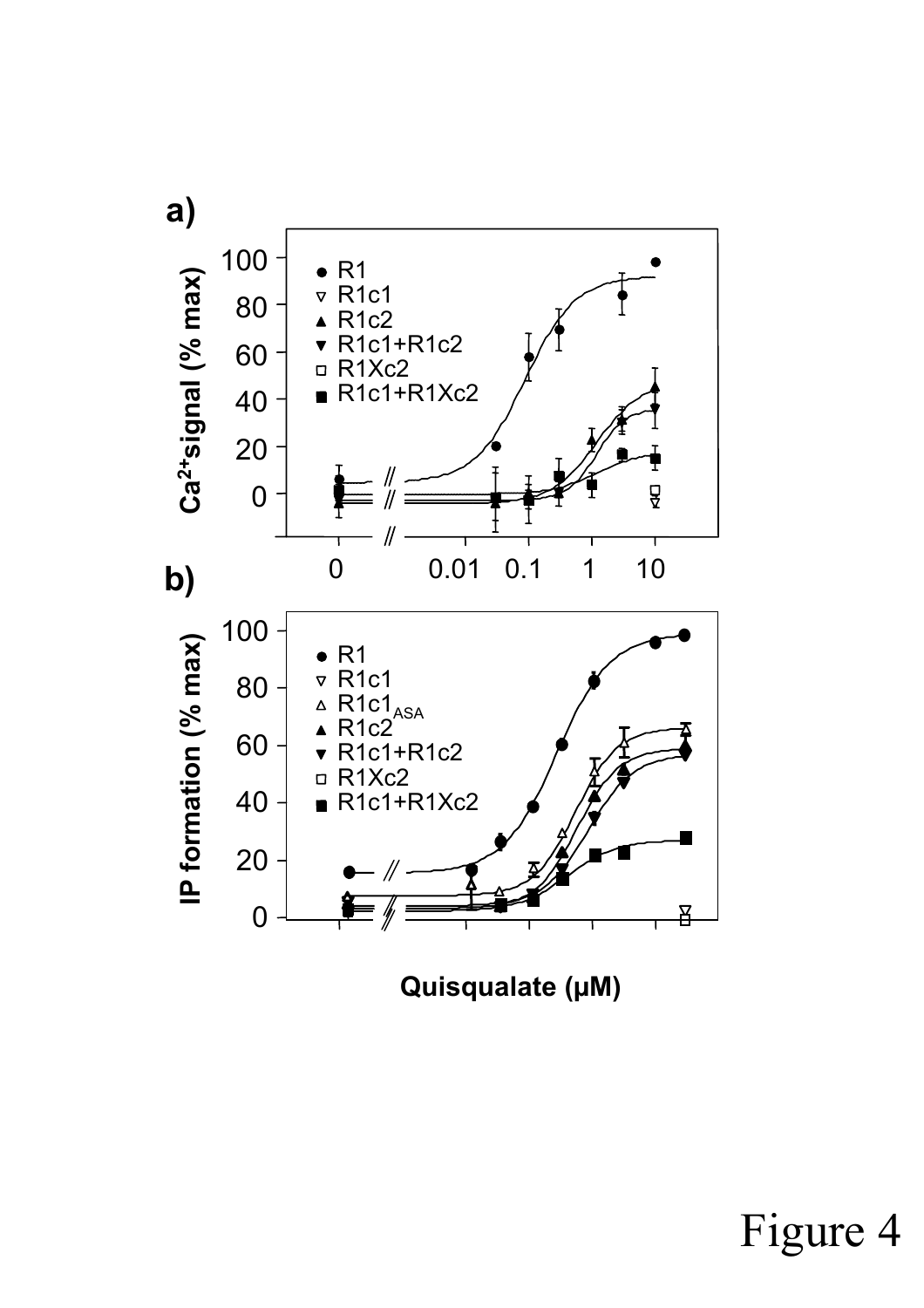Figure 4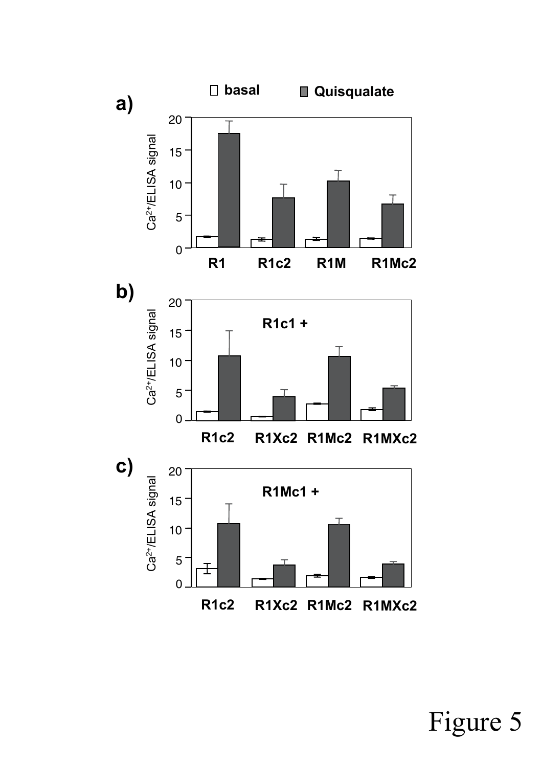Figure 5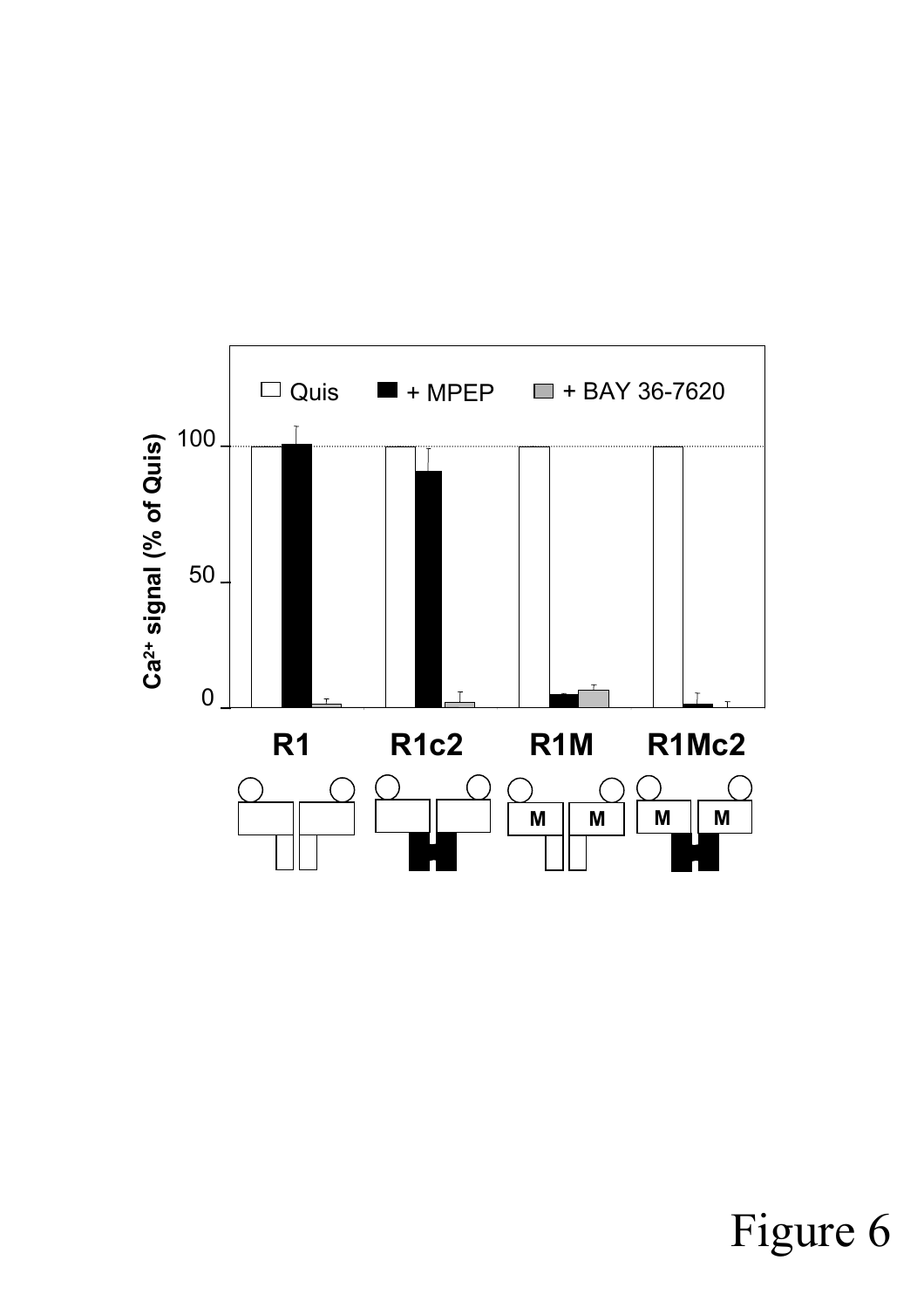Figure 6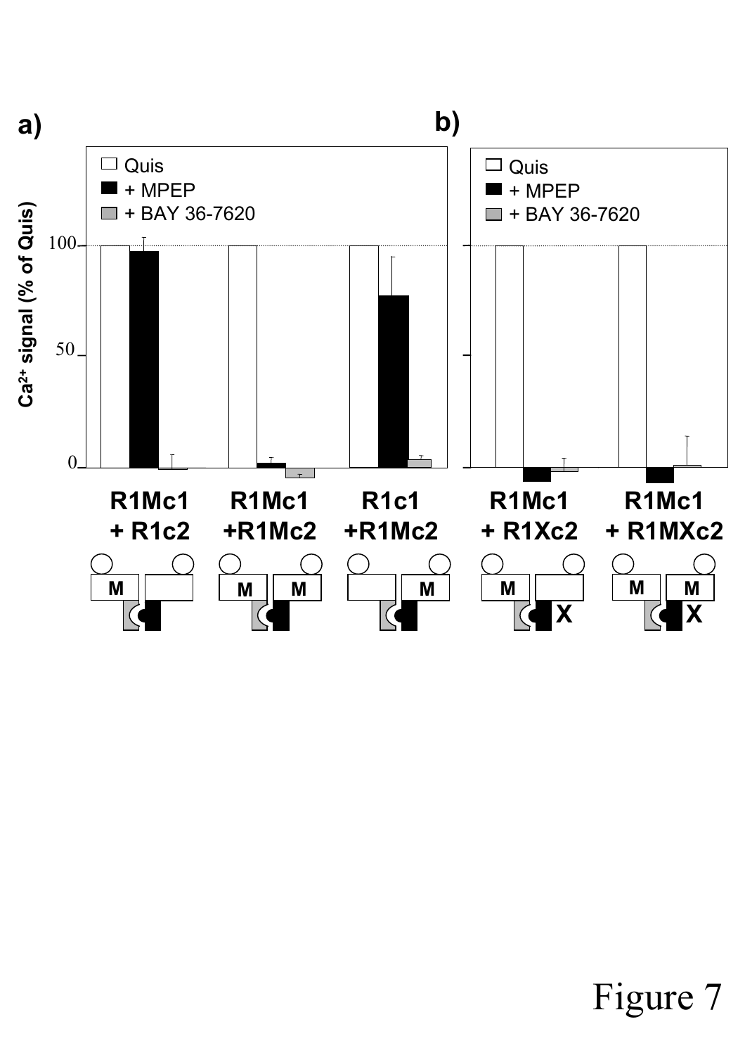Figure 7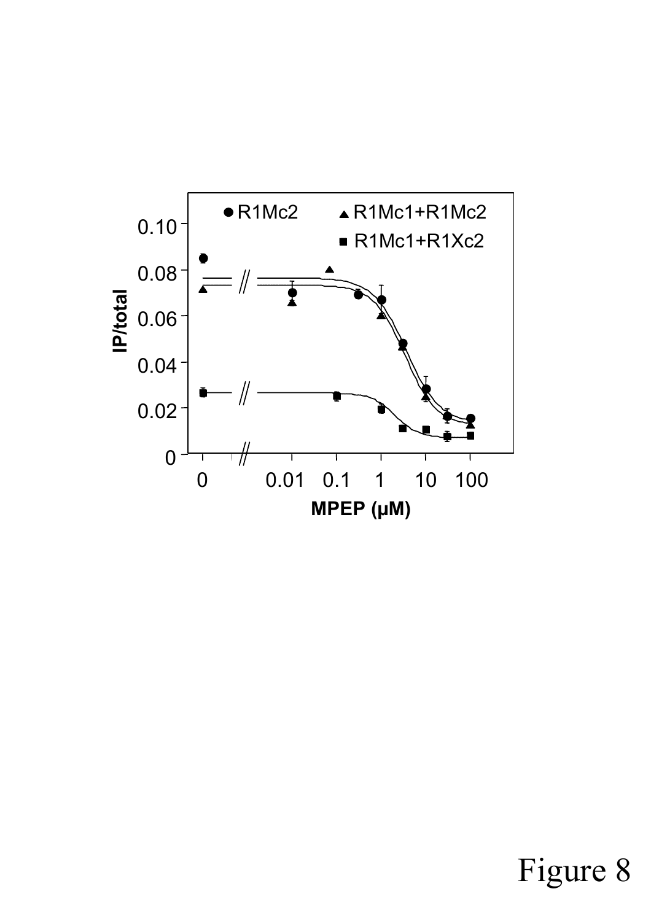Figure 8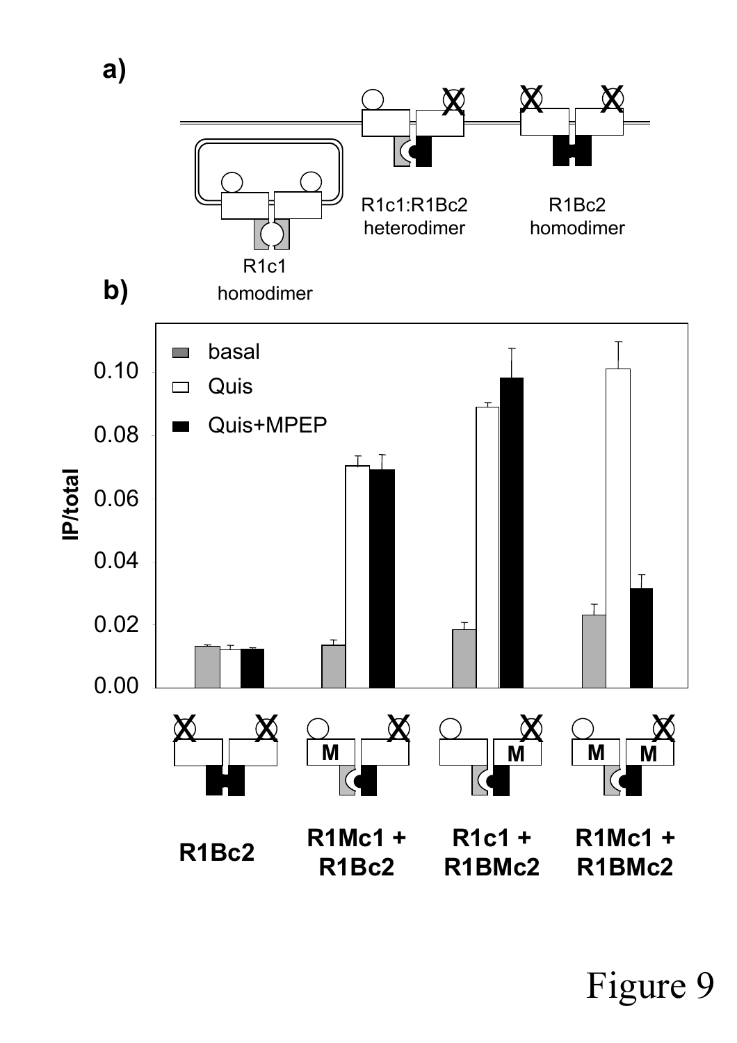**a)**

R1c1 homodimer

R1c1:R1Bc2 heterodimer

R1Bc2 homodimer

**b)**

Figure 9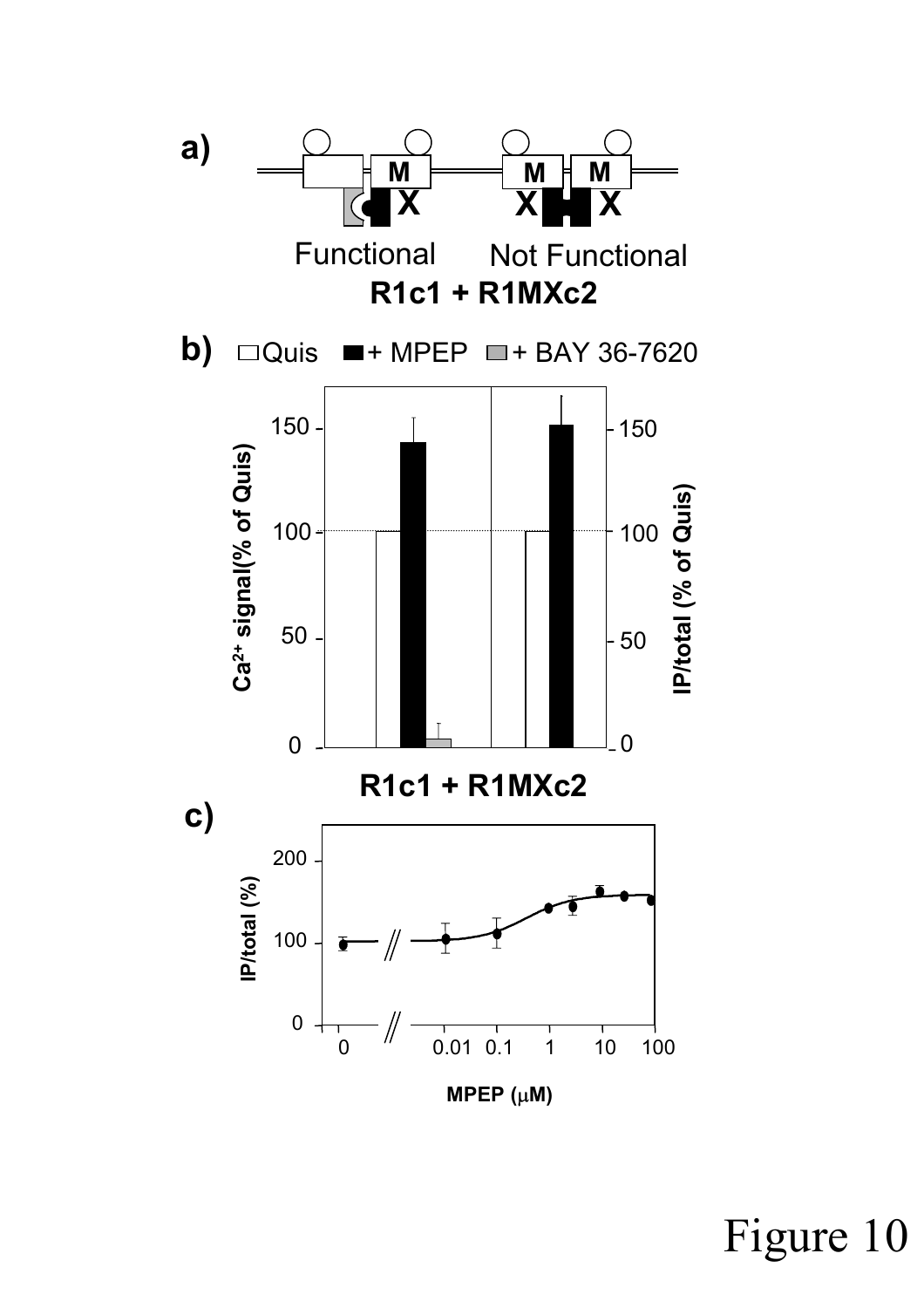Figure 10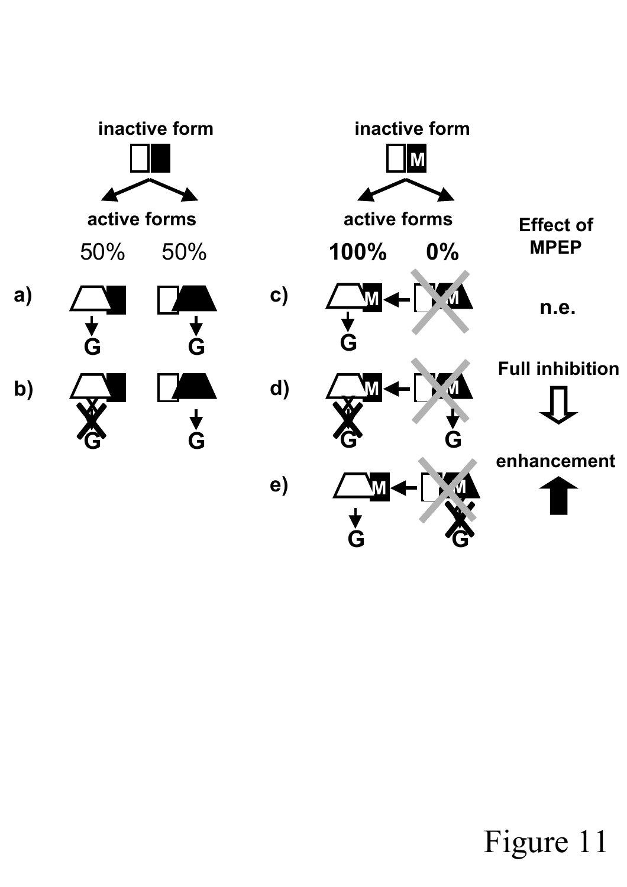inactive form

active forms

50% 50%

a)

G G

b)

G G

inactive form

M

active forms

100% 0%

c)

M M

G

d)

M M

G G

e)

M M

G G

Effect of MPEP

n.e.

Full inhibition

enhancement

Figure 11